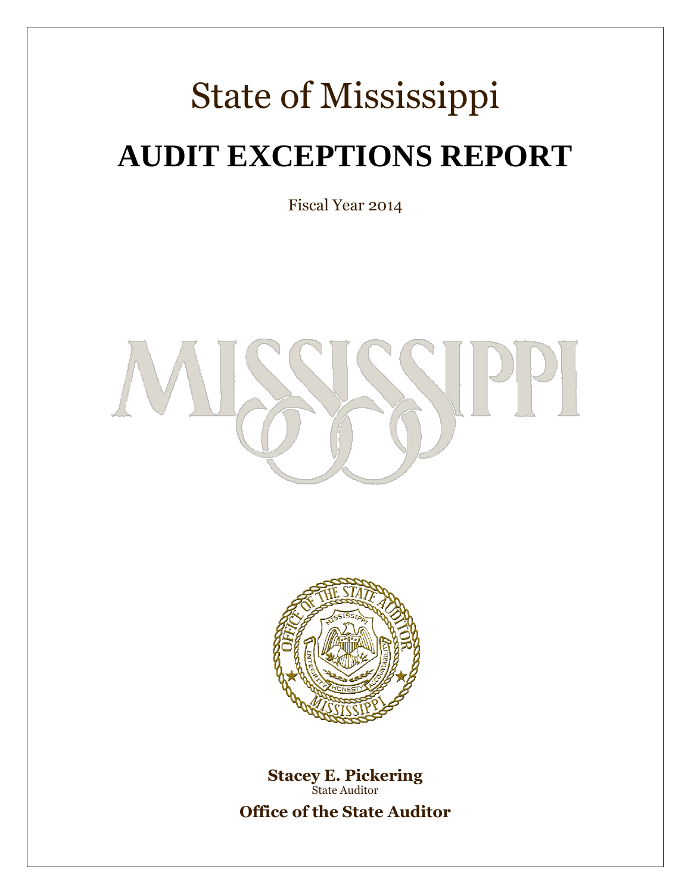# State of Mississippi

# AUDIT EXCEPTIONS REPORT

Fiscal Year 2014

**Stacey E. Pickering**
State Auditor

**Office of the State Auditor**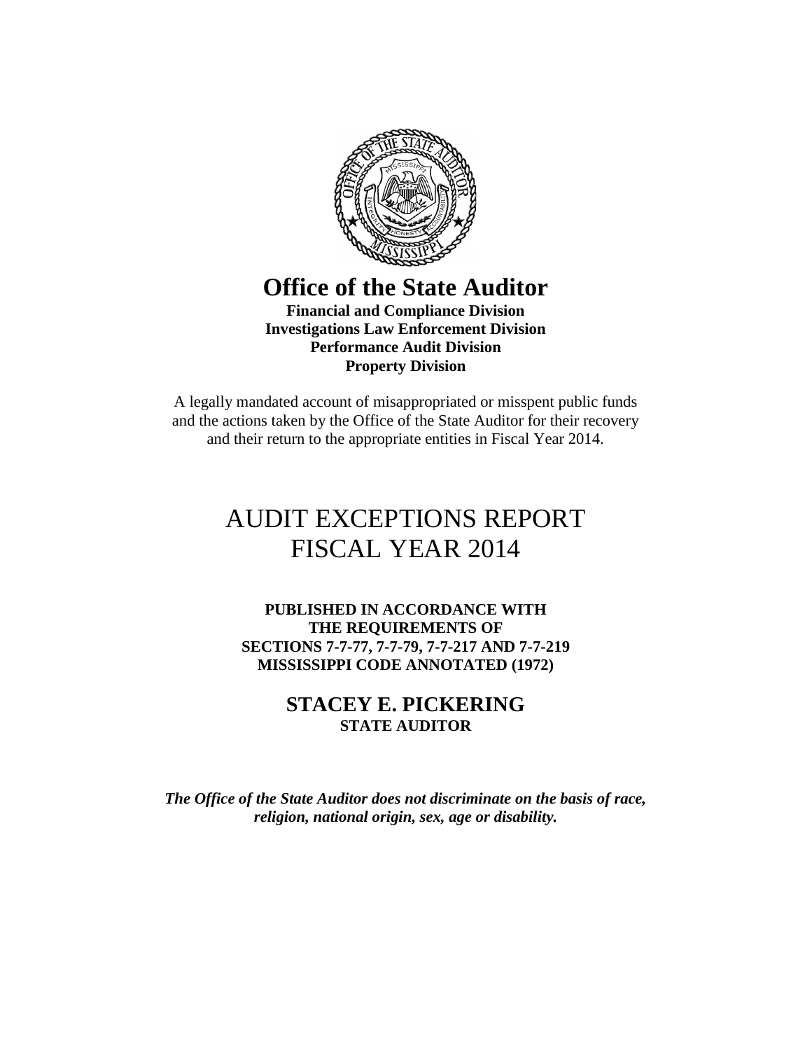# Office of the State Auditor

**Financial and Compliance Division**
**Investigations Law Enforcement Division**
**Performance Audit Division**
**Property Division**

A legally mandated account of misappropriated or misspent public funds and the actions taken by the Office of the State Auditor for their recovery and their return to the appropriate entities in Fiscal Year 2014.

# AUDIT EXCEPTIONS REPORT FISCAL YEAR 2014

**PUBLISHED IN ACCORDANCE WITH THE REQUIREMENTS OF SECTIONS 7-7-77, 7-7-79, 7-7-217 AND 7-7-219 MISSISSIPPI CODE ANNOTATED (1972)**

**STACEY E. PICKERING**
**STATE AUDITOR**

***The Office of the State Auditor does not discriminate on the basis of race, religion, national origin, sex, age or disability.***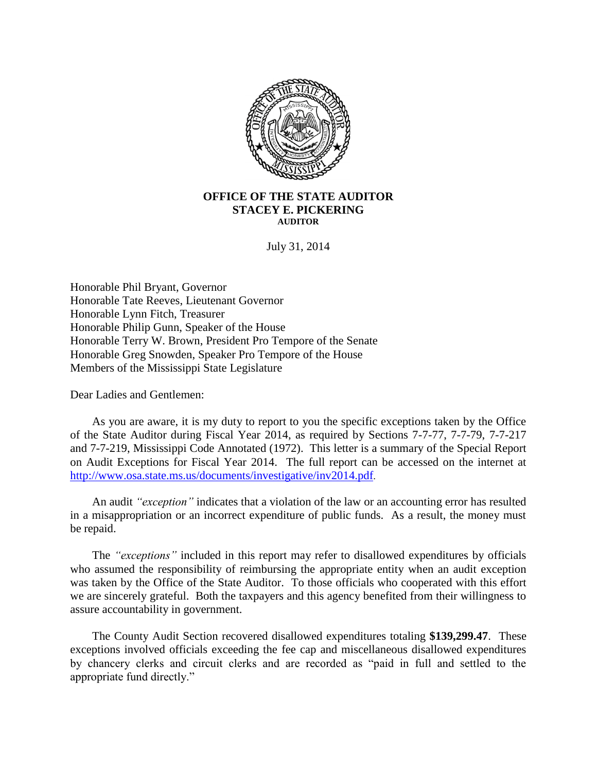**OFFICE OF THE STATE AUDITOR**
**STACEY E. PICKERING**
**AUDITOR**

July 31, 2014

Honorable Phil Bryant, Governor
Honorable Tate Reeves, Lieutenant Governor
Honorable Lynn Fitch, Treasurer
Honorable Philip Gunn, Speaker of the House
Honorable Terry W. Brown, President Pro Tempore of the Senate
Honorable Greg Snowden, Speaker Pro Tempore of the House
Members of the Mississippi State Legislature

Dear Ladies and Gentlemen:

As you are aware, it is my duty to report to you the specific exceptions taken by the Office of the State Auditor during Fiscal Year 2014, as required by Sections 7-7-77, 7-7-79, 7-7-217 and 7-7-219, Mississippi Code Annotated (1972). This letter is a summary of the Special Report on Audit Exceptions for Fiscal Year 2014. The full report can be accessed on the internet at http://www.osa.state.ms.us/documents/investigative/inv2014.pdf.

An audit *"exception"* indicates that a violation of the law or an accounting error has resulted in a misappropriation or an incorrect expenditure of public funds. As a result, the money must be repaid.

The *"exceptions"* included in this report may refer to disallowed expenditures by officials who assumed the responsibility of reimbursing the appropriate entity when an audit exception was taken by the Office of the State Auditor. To those officials who cooperated with this effort we are sincerely grateful. Both the taxpayers and this agency benefited from their willingness to assure accountability in government.

The County Audit Section recovered disallowed expenditures totaling **$139,299.47**. These exceptions involved officials exceeding the fee cap and miscellaneous disallowed expenditures by chancery clerks and circuit clerks and are recorded as "paid in full and settled to the appropriate fund directly."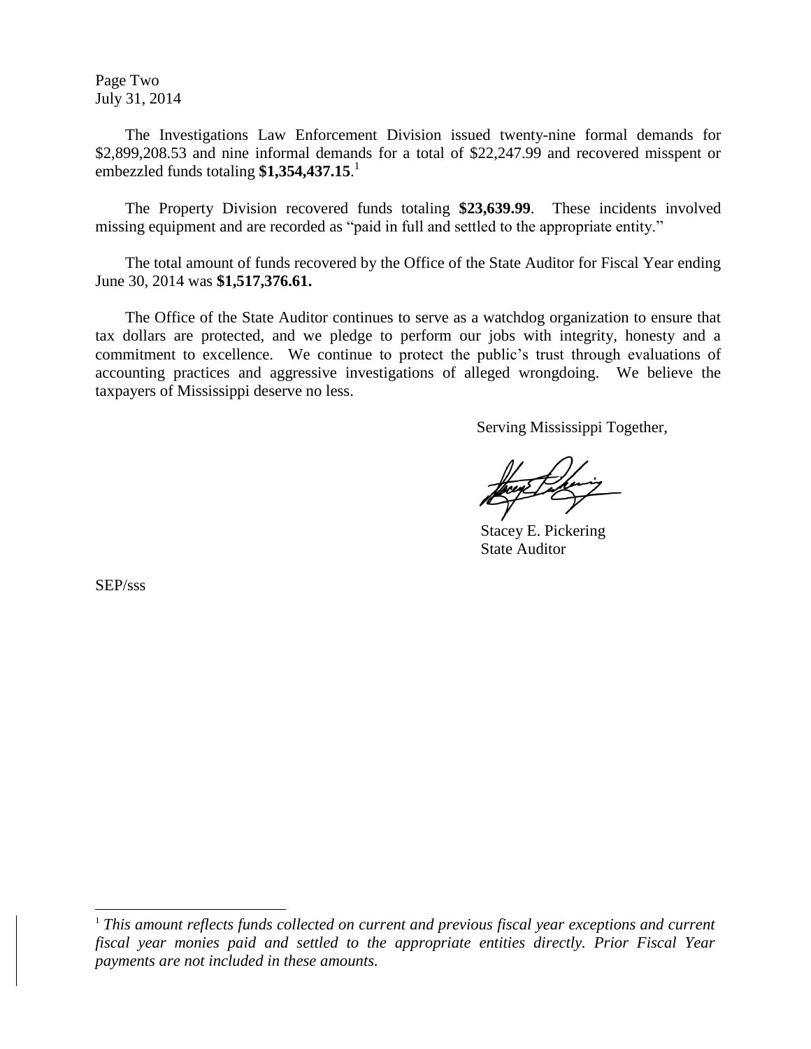Page Two
July 31, 2014

The Investigations Law Enforcement Division issued twenty-nine formal demands for $2,899,208.53 and nine informal demands for a total of $22,247.99 and recovered misspent or embezzled funds totaling **$1,354,437.15**.[1]

The Property Division recovered funds totaling **$23,639.99**. These incidents involved missing equipment and are recorded as "paid in full and settled to the appropriate entity."

The total amount of funds recovered by the Office of the State Auditor for Fiscal Year ending June 30, 2014 was **$1,517,376.61.**

The Office of the State Auditor continues to serve as a watchdog organization to ensure that tax dollars are protected, and we pledge to perform our jobs with integrity, honesty and a commitment to excellence. We continue to protect the public's trust through evaluations of accounting practices and aggressive investigations of alleged wrongdoing. We believe the taxpayers of Mississippi deserve no less.

Serving Mississippi Together,

Stacey E. Pickering
State Auditor

SEP/sss

---

[1] *This amount reflects funds collected on current and previous fiscal year exceptions and current fiscal year monies paid and settled to the appropriate entities directly. Prior Fiscal Year payments are not included in these amounts.*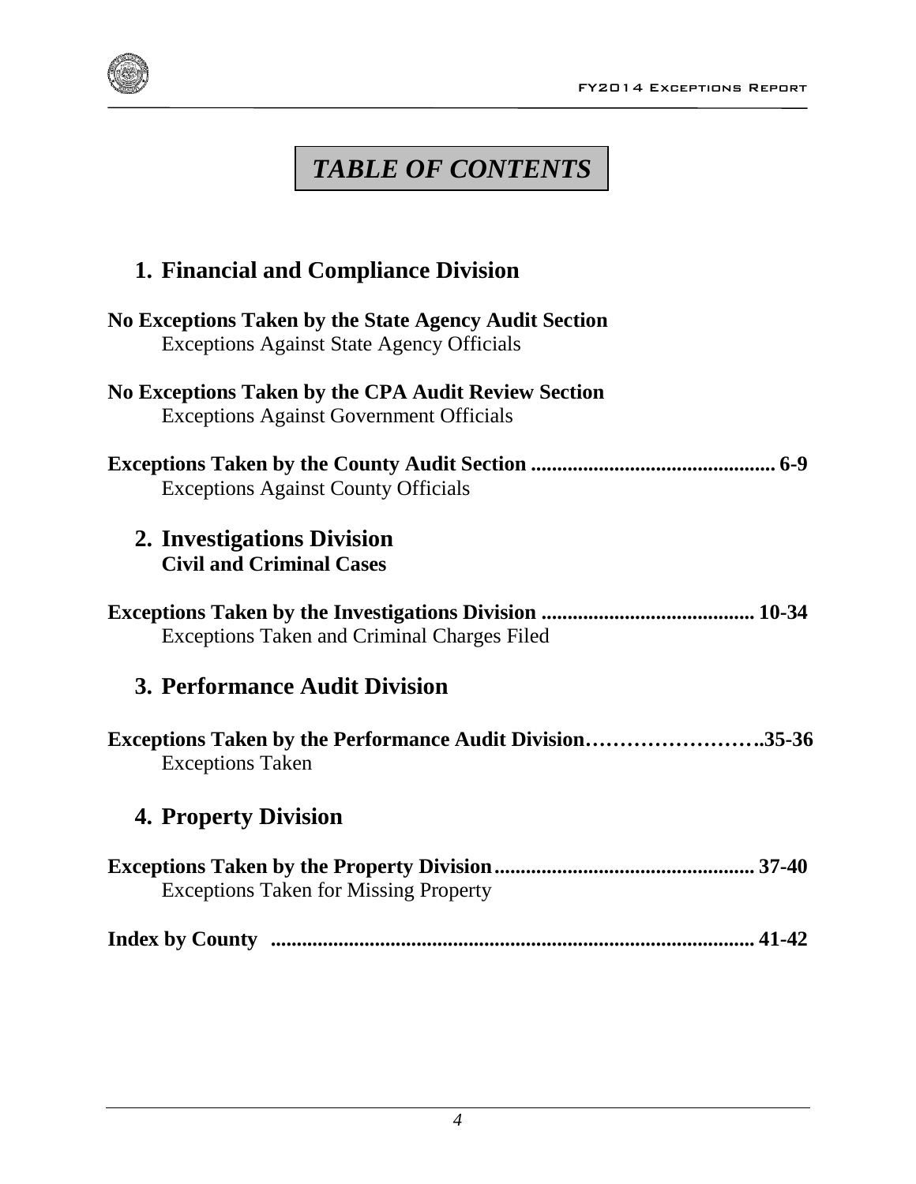# *TABLE OF CONTENTS*

## 1. Financial and Compliance Division

**No Exceptions Taken by the State Agency Audit Section**
Exceptions Against State Agency Officials

**No Exceptions Taken by the CPA Audit Review Section**
Exceptions Against Government Officials

**Exceptions Taken by the County Audit Section ............................................... 6-9**
Exceptions Against County Officials

## 2. Investigations Division
**Civil and Criminal Cases**

**Exceptions Taken by the Investigations Division ......................................... 10-34**
Exceptions Taken and Criminal Charges Filed

## 3. Performance Audit Division

**Exceptions Taken by the Performance Audit Division……………………..35-36**
Exceptions Taken

## 4. Property Division

**Exceptions Taken by the Property Division.................................................. 37-40**
Exceptions Taken for Missing Property

**Index by County ............................................................................................ 41-42**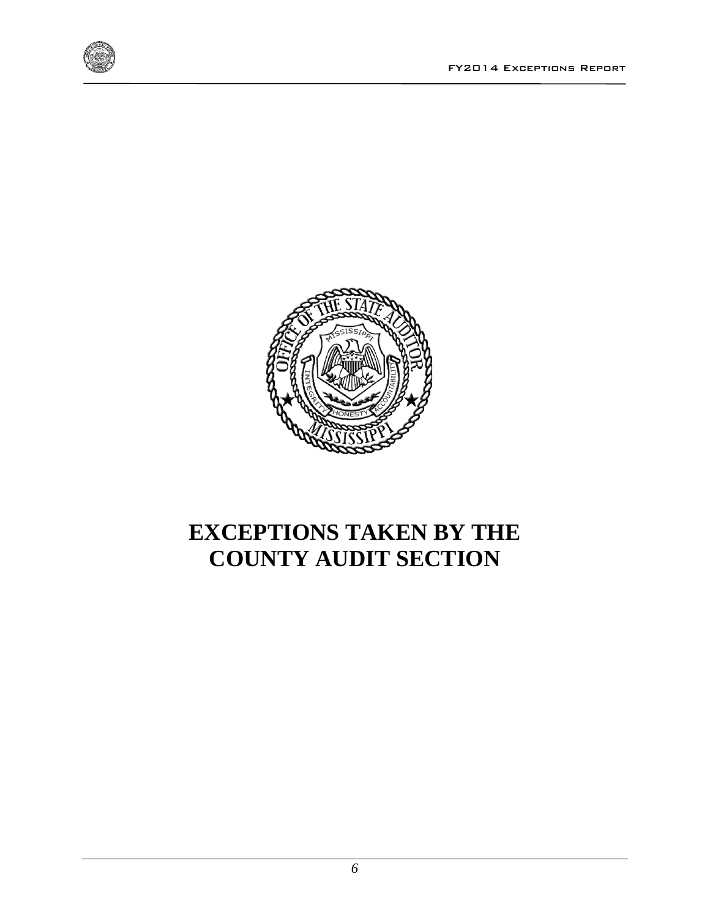# EXCEPTIONS TAKEN BY THE COUNTY AUDIT SECTION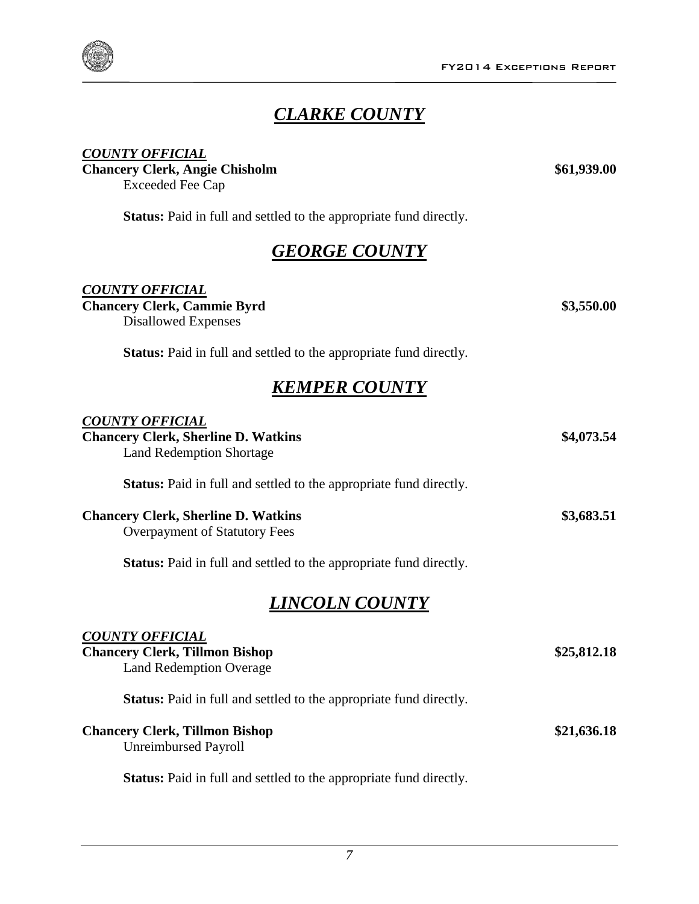# ***CLARKE COUNTY***

***COUNTY OFFICIAL***

**Chancery Clerk, Angie Chisholm** **$61,939.00**

Exceeded Fee Cap

**Status:** Paid in full and settled to the appropriate fund directly.

# ***GEORGE COUNTY***

***COUNTY OFFICIAL***

**Chancery Clerk, Cammie Byrd** **$3,550.00**

Disallowed Expenses

**Status:** Paid in full and settled to the appropriate fund directly.

# ***KEMPER COUNTY***

***COUNTY OFFICIAL***

**Chancery Clerk, Sherline D. Watkins** **$4,073.54**

Land Redemption Shortage

**Status:** Paid in full and settled to the appropriate fund directly.

**Chancery Clerk, Sherline D. Watkins** **$3,683.51**

Overpayment of Statutory Fees

**Status:** Paid in full and settled to the appropriate fund directly.

# ***LINCOLN COUNTY***

***COUNTY OFFICIAL***

**Chancery Clerk, Tillmon Bishop** **$25,812.18**

Land Redemption Overage

**Status:** Paid in full and settled to the appropriate fund directly.

**Chancery Clerk, Tillmon Bishop** **$21,636.18**

Unreimbursed Payroll

**Status:** Paid in full and settled to the appropriate fund directly.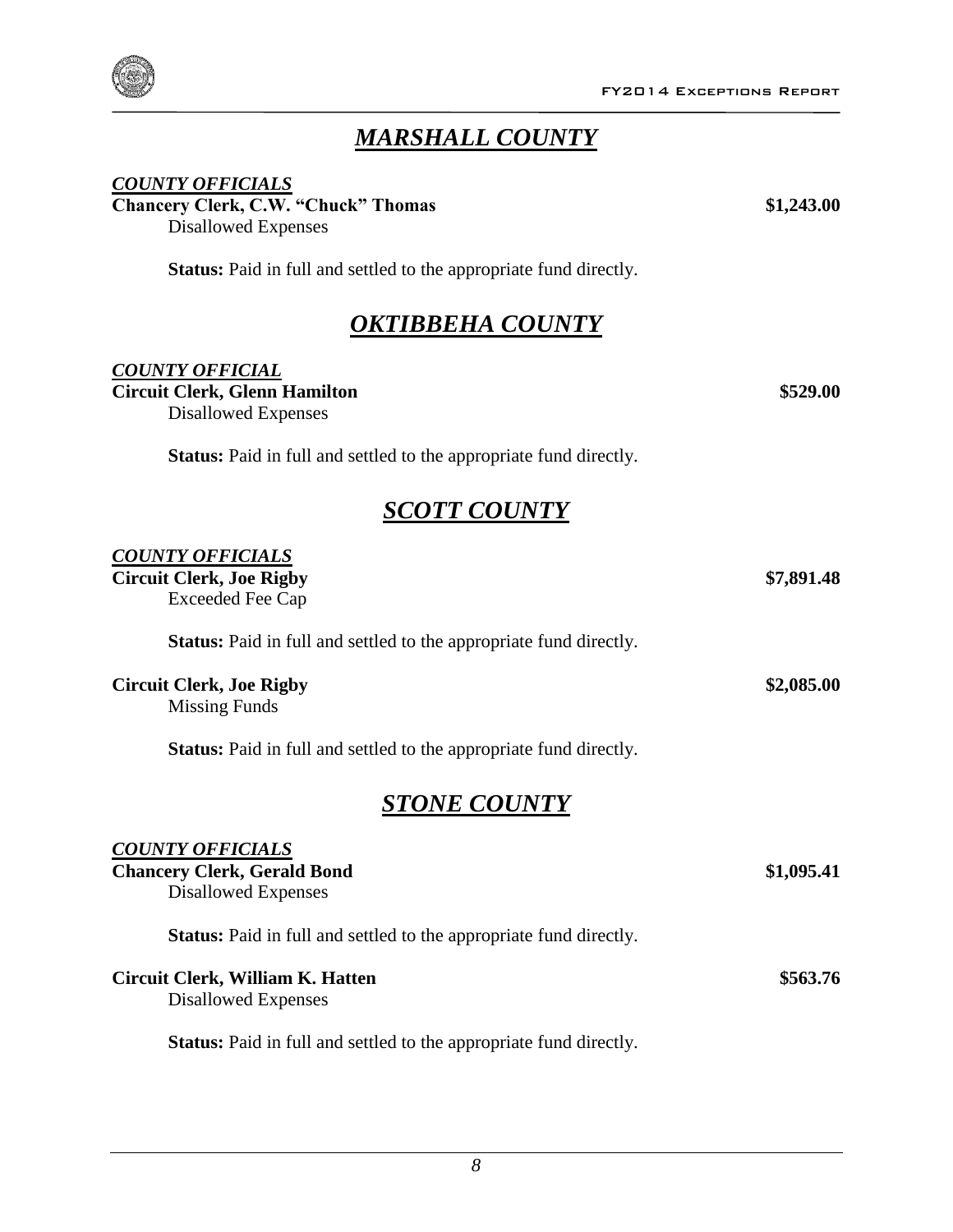## *MARSHALL COUNTY*

***COUNTY OFFICIALS***

**Chancery Clerk, C.W. "Chuck" Thomas** **$1,243.00**
Disallowed Expenses

**Status:** Paid in full and settled to the appropriate fund directly.

## *OKTIBBEHA COUNTY*

***COUNTY OFFICIAL***

**Circuit Clerk, Glenn Hamilton** **$529.00**
Disallowed Expenses

**Status:** Paid in full and settled to the appropriate fund directly.

## *SCOTT COUNTY*

***COUNTY OFFICIALS***

**Circuit Clerk, Joe Rigby** **$7,891.48**
Exceeded Fee Cap

**Status:** Paid in full and settled to the appropriate fund directly.

**Circuit Clerk, Joe Rigby** **$2,085.00**
Missing Funds

**Status:** Paid in full and settled to the appropriate fund directly.

## *STONE COUNTY*

***COUNTY OFFICIALS***

**Chancery Clerk, Gerald Bond** **$1,095.41**
Disallowed Expenses

**Status:** Paid in full and settled to the appropriate fund directly.

**Circuit Clerk, William K. Hatten** **$563.76**
Disallowed Expenses

**Status:** Paid in full and settled to the appropriate fund directly.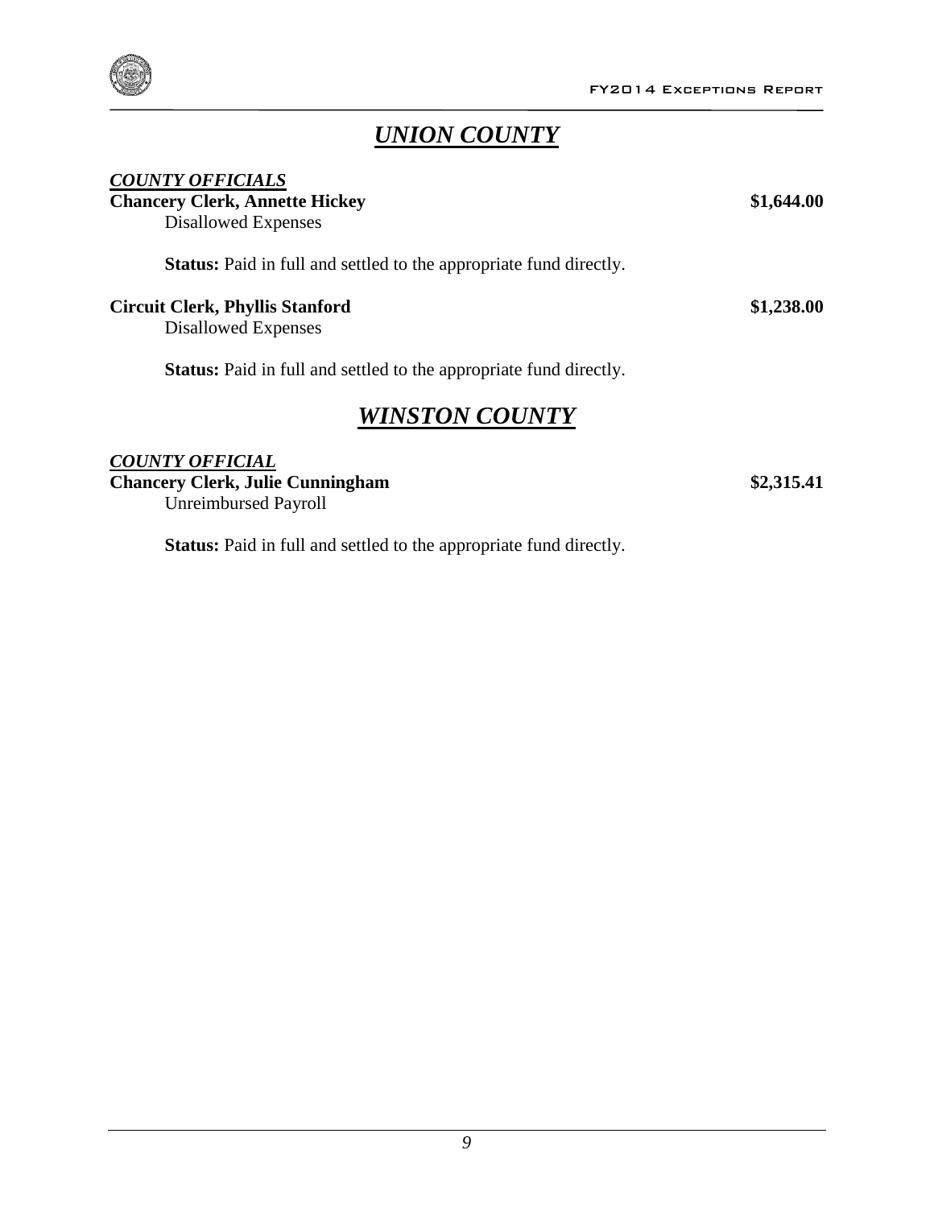## *UNION COUNTY*

***COUNTY OFFICIALS***

**Chancery Clerk, Annette Hickey** **$1,644.00**

Disallowed Expenses

**Status:** Paid in full and settled to the appropriate fund directly.

**Circuit Clerk, Phyllis Stanford** **$1,238.00**

Disallowed Expenses

**Status:** Paid in full and settled to the appropriate fund directly.

## *WINSTON COUNTY*

***COUNTY OFFICIAL***

**Chancery Clerk, Julie Cunningham** **$2,315.41**

Unreimbursed Payroll

**Status:** Paid in full and settled to the appropriate fund directly.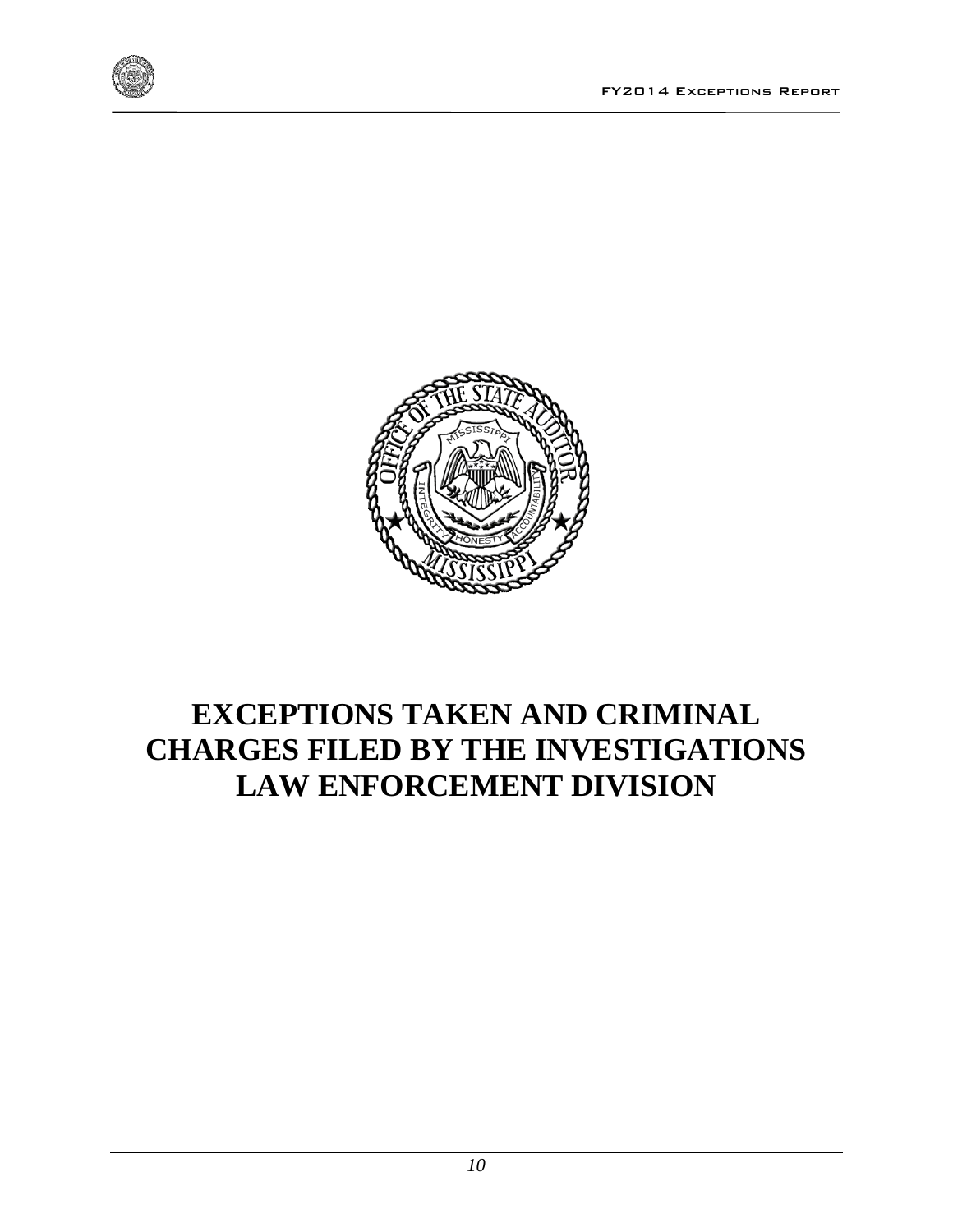# EXCEPTIONS TAKEN AND CRIMINAL CHARGES FILED BY THE INVESTIGATIONS LAW ENFORCEMENT DIVISION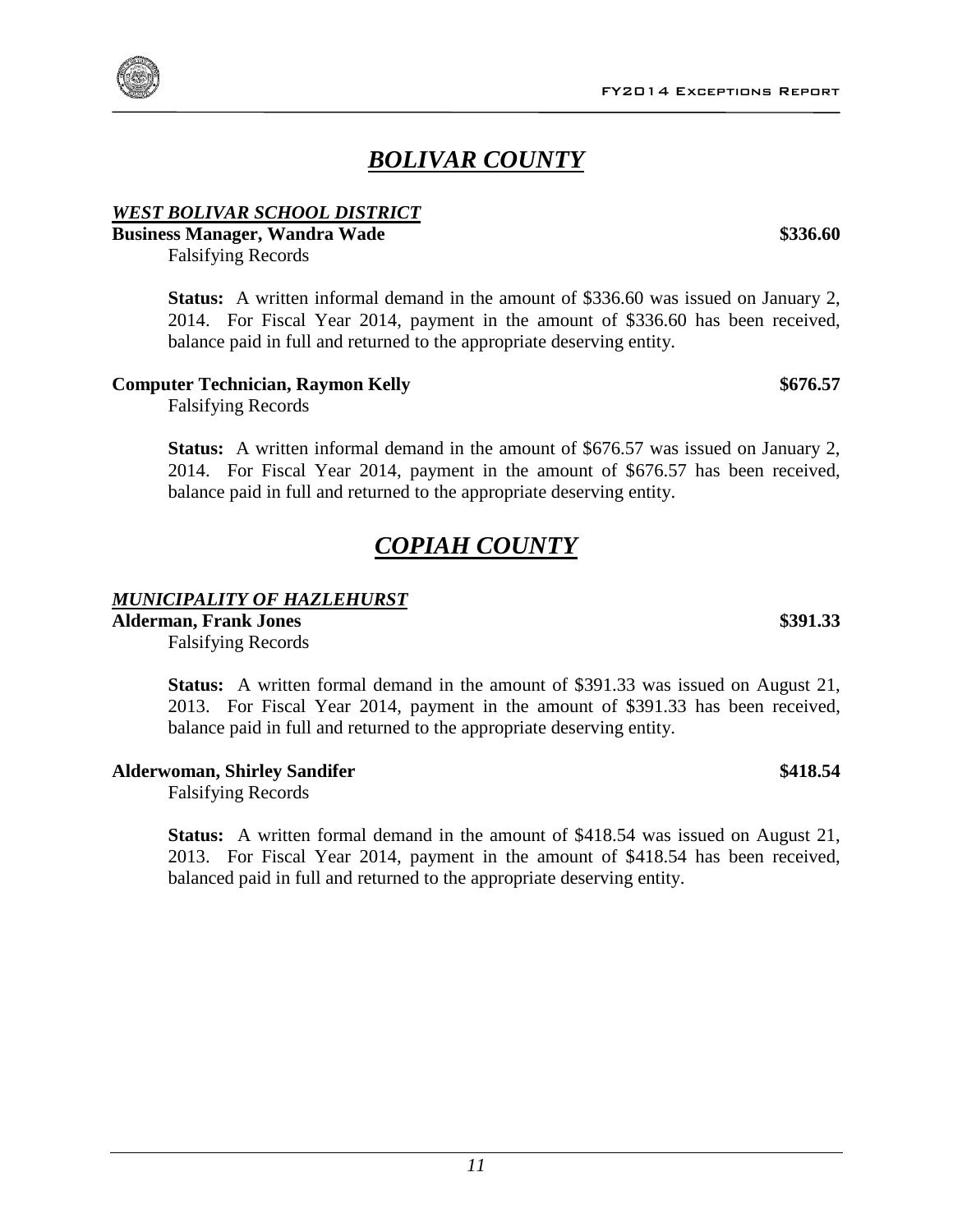# ***BOLIVAR COUNTY***

***WEST BOLIVAR SCHOOL DISTRICT***

**Business Manager, Wandra Wade** **$336.60**

Falsifying Records

**Status:** A written informal demand in the amount of $336.60 was issued on January 2, 2014. For Fiscal Year 2014, payment in the amount of $336.60 has been received, balance paid in full and returned to the appropriate deserving entity.

**Computer Technician, Raymon Kelly** **$676.57**

Falsifying Records

**Status:** A written informal demand in the amount of $676.57 was issued on January 2, 2014. For Fiscal Year 2014, payment in the amount of $676.57 has been received, balance paid in full and returned to the appropriate deserving entity.

# ***COPIAH COUNTY***

***MUNICIPALITY OF HAZLEHURST***

**Alderman, Frank Jones** **$391.33**

Falsifying Records

**Status:** A written formal demand in the amount of $391.33 was issued on August 21, 2013. For Fiscal Year 2014, payment in the amount of $391.33 has been received, balance paid in full and returned to the appropriate deserving entity.

**Alderwoman, Shirley Sandifer** **$418.54**

Falsifying Records

**Status:** A written formal demand in the amount of $418.54 was issued on August 21, 2013. For Fiscal Year 2014, payment in the amount of $418.54 has been received, balanced paid in full and returned to the appropriate deserving entity.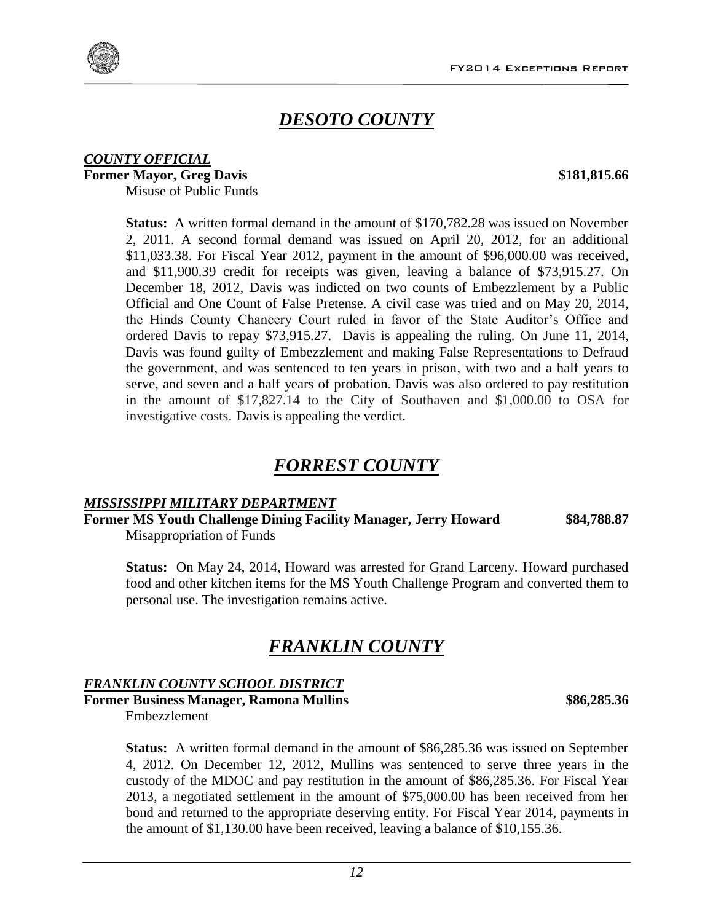## ***DESOTO COUNTY***

***COUNTY OFFICIAL***

**Former Mayor, Greg Davis** **$181,815.66**

Misuse of Public Funds

**Status:** A written formal demand in the amount of $170,782.28 was issued on November 2, 2011. A second formal demand was issued on April 20, 2012, for an additional $11,033.38. For Fiscal Year 2012, payment in the amount of $96,000.00 was received, and $11,900.39 credit for receipts was given, leaving a balance of $73,915.27. On December 18, 2012, Davis was indicted on two counts of Embezzlement by a Public Official and One Count of False Pretense. A civil case was tried and on May 20, 2014, the Hinds County Chancery Court ruled in favor of the State Auditor's Office and ordered Davis to repay $73,915.27. Davis is appealing the ruling. On June 11, 2014, Davis was found guilty of Embezzlement and making False Representations to Defraud the government, and was sentenced to ten years in prison, with two and a half years to serve, and seven and a half years of probation. Davis was also ordered to pay restitution in the amount of $17,827.14 to the City of Southaven and $1,000.00 to OSA for investigative costs. Davis is appealing the verdict.

## ***FORREST COUNTY***

***MISSISSIPPI MILITARY DEPARTMENT***

**Former MS Youth Challenge Dining Facility Manager, Jerry Howard** **$84,788.87**

Misappropriation of Funds

**Status:** On May 24, 2014, Howard was arrested for Grand Larceny. Howard purchased food and other kitchen items for the MS Youth Challenge Program and converted them to personal use. The investigation remains active.

## ***FRANKLIN COUNTY***

***FRANKLIN COUNTY SCHOOL DISTRICT***

**Former Business Manager, Ramona Mullins** **$86,285.36**

Embezzlement

**Status:** A written formal demand in the amount of $86,285.36 was issued on September 4, 2012. On December 12, 2012, Mullins was sentenced to serve three years in the custody of the MDOC and pay restitution in the amount of $86,285.36. For Fiscal Year 2013, a negotiated settlement in the amount of $75,000.00 has been received from her bond and returned to the appropriate deserving entity. For Fiscal Year 2014, payments in the amount of $1,130.00 have been received, leaving a balance of $10,155.36.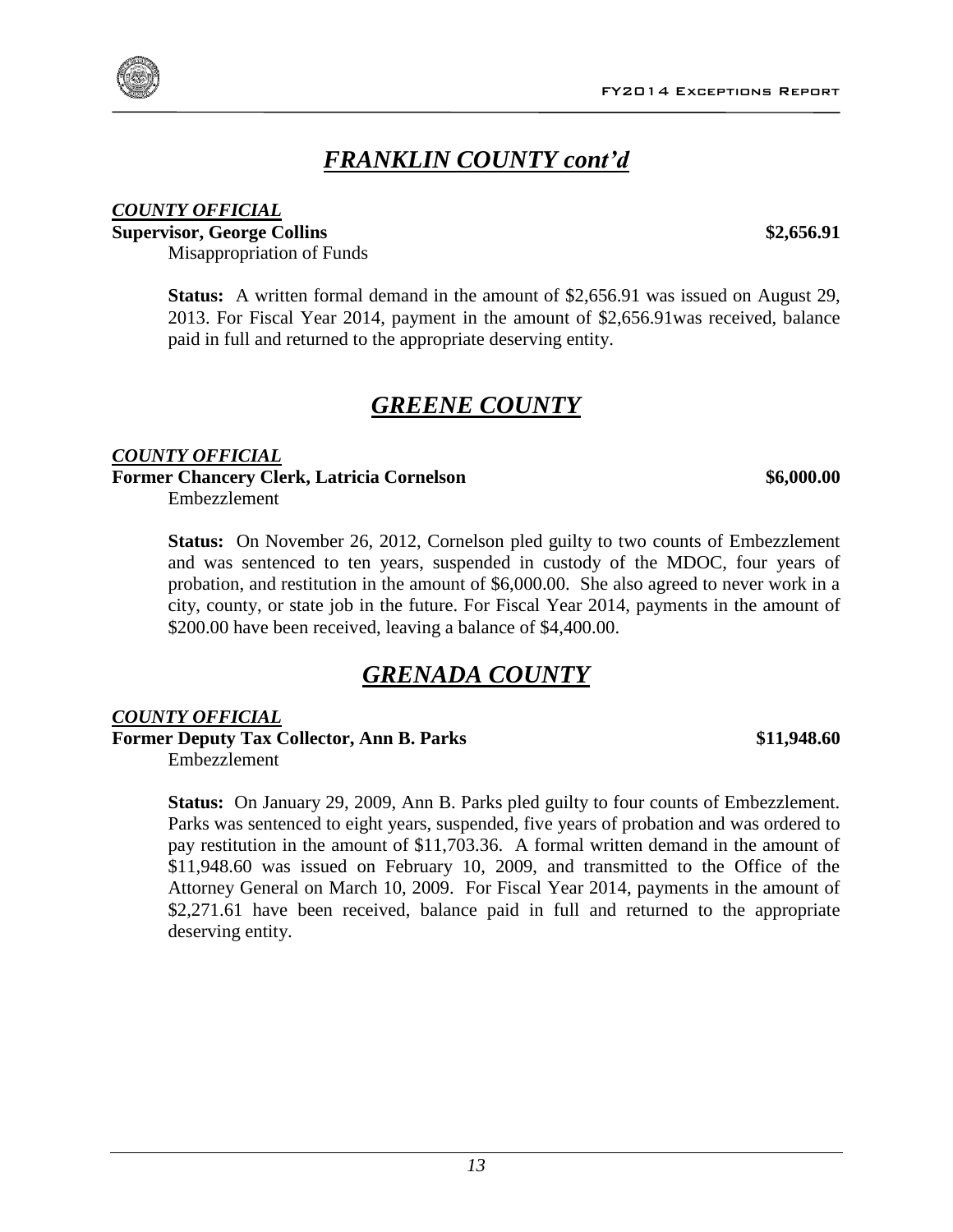## *FRANKLIN COUNTY cont'd*

***COUNTY OFFICIAL***

**Supervisor, George Collins** **$2,656.91**

Misappropriation of Funds

**Status:** A written formal demand in the amount of $2,656.91 was issued on August 29, 2013. For Fiscal Year 2014, payment in the amount of $2,656.91was received, balance paid in full and returned to the appropriate deserving entity.

## *GREENE COUNTY*

***COUNTY OFFICIAL***

**Former Chancery Clerk, Latricia Cornelson** **$6,000.00**

Embezzlement

**Status:** On November 26, 2012, Cornelson pled guilty to two counts of Embezzlement and was sentenced to ten years, suspended in custody of the MDOC, four years of probation, and restitution in the amount of $6,000.00. She also agreed to never work in a city, county, or state job in the future. For Fiscal Year 2014, payments in the amount of $200.00 have been received, leaving a balance of $4,400.00.

## *GRENADA COUNTY*

***COUNTY OFFICIAL***

**Former Deputy Tax Collector, Ann B. Parks** **$11,948.60**

Embezzlement

**Status:** On January 29, 2009, Ann B. Parks pled guilty to four counts of Embezzlement. Parks was sentenced to eight years, suspended, five years of probation and was ordered to pay restitution in the amount of $11,703.36. A formal written demand in the amount of $11,948.60 was issued on February 10, 2009, and transmitted to the Office of the Attorney General on March 10, 2009. For Fiscal Year 2014, payments in the amount of $2,271.61 have been received, balance paid in full and returned to the appropriate deserving entity.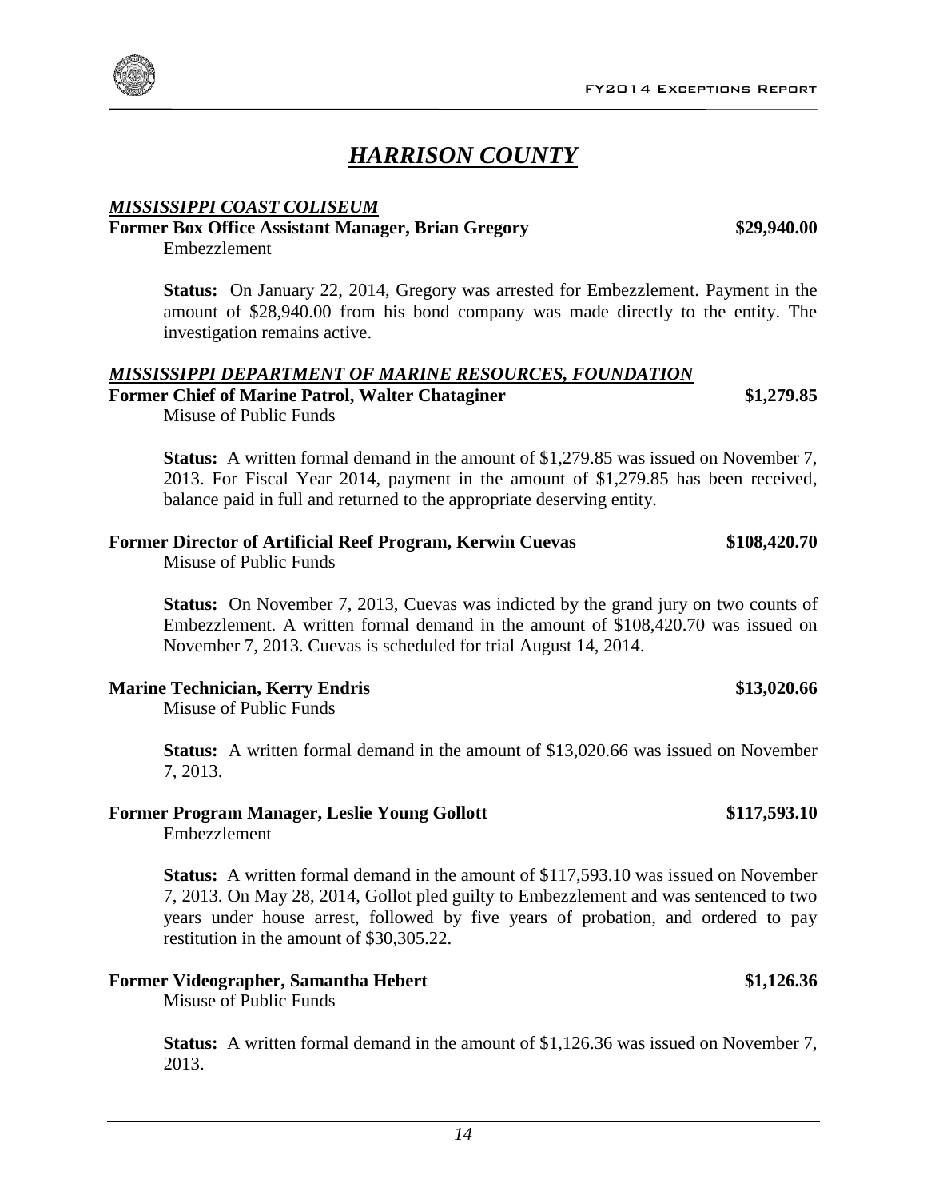# *HARRISON COUNTY*

***MISSISSIPPI COAST COLISEUM***

**Former Box Office Assistant Manager, Brian Gregory** **$29,940.00**

Embezzlement

**Status:** On January 22, 2014, Gregory was arrested for Embezzlement. Payment in the amount of $28,940.00 from his bond company was made directly to the entity. The investigation remains active.

***MISSISSIPPI DEPARTMENT OF MARINE RESOURCES, FOUNDATION***

**Former Chief of Marine Patrol, Walter Chataginer** **$1,279.85**

Misuse of Public Funds

**Status:** A written formal demand in the amount of $1,279.85 was issued on November 7, 2013. For Fiscal Year 2014, payment in the amount of $1,279.85 has been received, balance paid in full and returned to the appropriate deserving entity.

**Former Director of Artificial Reef Program, Kerwin Cuevas** **$108,420.70**

Misuse of Public Funds

**Status:** On November 7, 2013, Cuevas was indicted by the grand jury on two counts of Embezzlement. A written formal demand in the amount of $108,420.70 was issued on November 7, 2013. Cuevas is scheduled for trial August 14, 2014.

**Marine Technician, Kerry Endris** **$13,020.66**

Misuse of Public Funds

**Status:** A written formal demand in the amount of $13,020.66 was issued on November 7, 2013.

**Former Program Manager, Leslie Young Gollott** **$117,593.10**

Embezzlement

**Status:** A written formal demand in the amount of $117,593.10 was issued on November 7, 2013. On May 28, 2014, Gollot pled guilty to Embezzlement and was sentenced to two years under house arrest, followed by five years of probation, and ordered to pay restitution in the amount of $30,305.22.

**Former Videographer, Samantha Hebert** **$1,126.36**

Misuse of Public Funds

**Status:** A written formal demand in the amount of $1,126.36 was issued on November 7, 2013.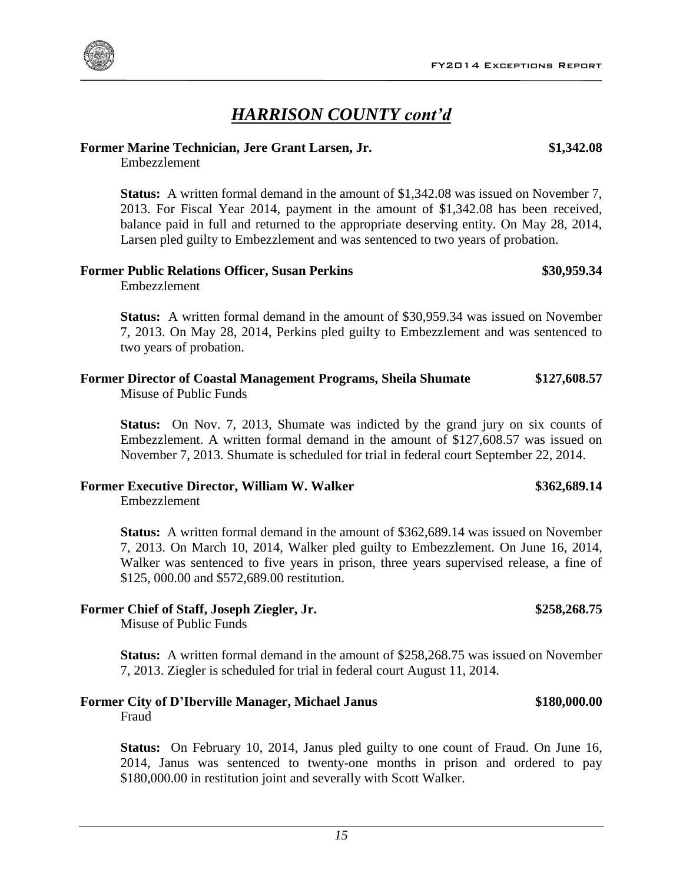## *HARRISON COUNTY cont'd*

**Former Marine Technician, Jere Grant Larsen, Jr.** **$1,342.08**

Embezzlement

**Status:** A written formal demand in the amount of $1,342.08 was issued on November 7, 2013. For Fiscal Year 2014, payment in the amount of $1,342.08 has been received, balance paid in full and returned to the appropriate deserving entity. On May 28, 2014, Larsen pled guilty to Embezzlement and was sentenced to two years of probation.

**Former Public Relations Officer, Susan Perkins** **$30,959.34**

Embezzlement

**Status:** A written formal demand in the amount of $30,959.34 was issued on November 7, 2013. On May 28, 2014, Perkins pled guilty to Embezzlement and was sentenced to two years of probation.

**Former Director of Coastal Management Programs, Sheila Shumate** **$127,608.57**

Misuse of Public Funds

**Status:** On Nov. 7, 2013, Shumate was indicted by the grand jury on six counts of Embezzlement. A written formal demand in the amount of $127,608.57 was issued on November 7, 2013. Shumate is scheduled for trial in federal court September 22, 2014.

**Former Executive Director, William W. Walker** **$362,689.14**

Embezzlement

**Status:** A written formal demand in the amount of $362,689.14 was issued on November 7, 2013. On March 10, 2014, Walker pled guilty to Embezzlement. On June 16, 2014, Walker was sentenced to five years in prison, three years supervised release, a fine of $125, 000.00 and $572,689.00 restitution.

**Former Chief of Staff, Joseph Ziegler, Jr.** **$258,268.75**

Misuse of Public Funds

**Status:** A written formal demand in the amount of $258,268.75 was issued on November 7, 2013. Ziegler is scheduled for trial in federal court August 11, 2014.

**Former City of D'Iberville Manager, Michael Janus** **$180,000.00**

Fraud

**Status:** On February 10, 2014, Janus pled guilty to one count of Fraud. On June 16, 2014, Janus was sentenced to twenty-one months in prison and ordered to pay $180,000.00 in restitution joint and severally with Scott Walker.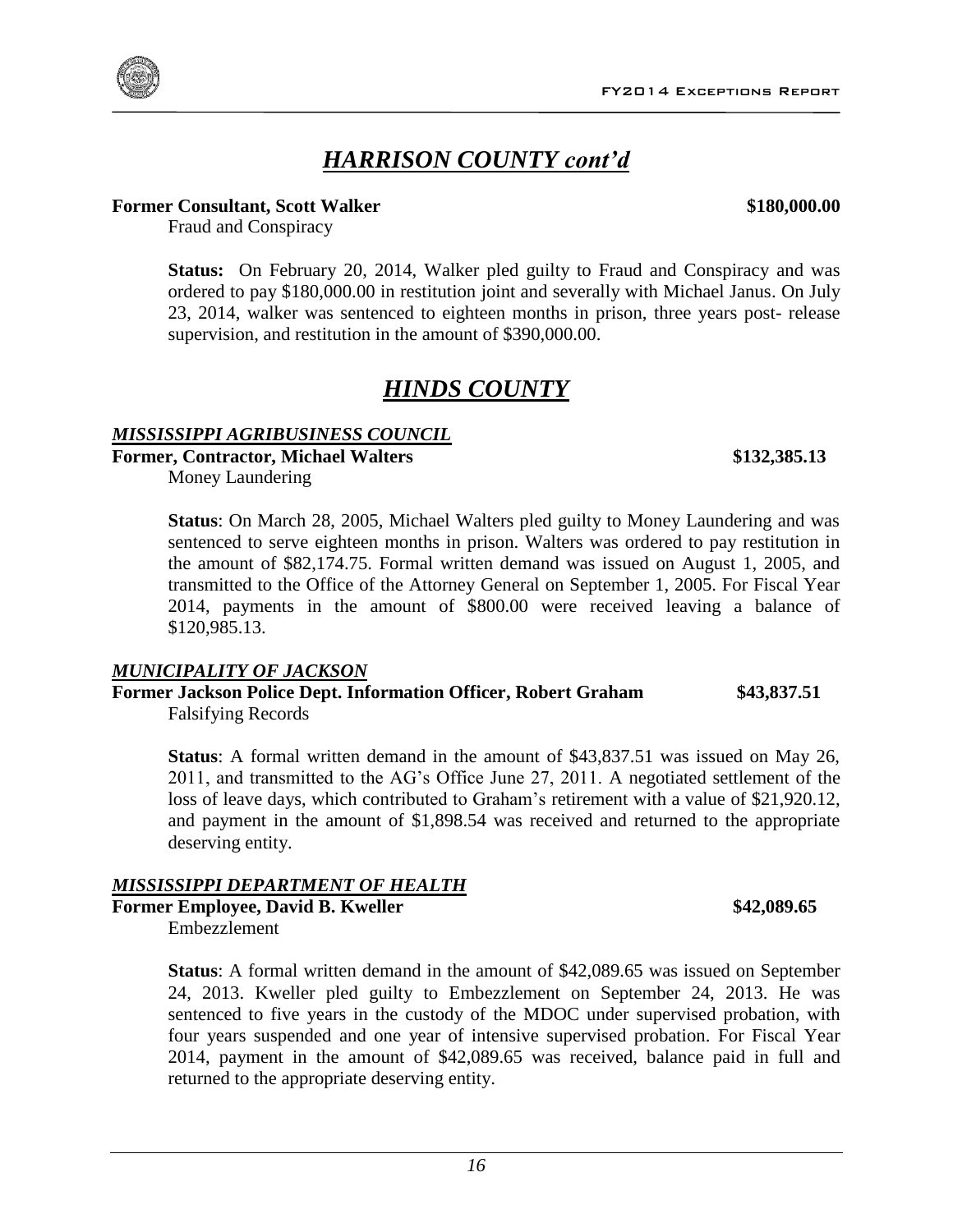## *HARRISON COUNTY cont'd*

**Former Consultant, Scott Walker** **$180,000.00**

Fraud and Conspiracy

**Status:** On February 20, 2014, Walker pled guilty to Fraud and Conspiracy and was ordered to pay $180,000.00 in restitution joint and severally with Michael Janus. On July 23, 2014, walker was sentenced to eighteen months in prison, three years post- release supervision, and restitution in the amount of $390,000.00.

## *HINDS COUNTY*

### *MISSISSIPPI AGRIBUSINESS COUNCIL*

**Former, Contractor, Michael Walters** **$132,385.13**

Money Laundering

**Status**: On March 28, 2005, Michael Walters pled guilty to Money Laundering and was sentenced to serve eighteen months in prison. Walters was ordered to pay restitution in the amount of $82,174.75. Formal written demand was issued on August 1, 2005, and transmitted to the Office of the Attorney General on September 1, 2005. For Fiscal Year 2014, payments in the amount of $800.00 were received leaving a balance of $120,985.13.

### *MUNICIPALITY OF JACKSON*

**Former Jackson Police Dept. Information Officer, Robert Graham** **$43,837.51**

Falsifying Records

**Status**: A formal written demand in the amount of $43,837.51 was issued on May 26, 2011, and transmitted to the AG's Office June 27, 2011. A negotiated settlement of the loss of leave days, which contributed to Graham's retirement with a value of $21,920.12, and payment in the amount of $1,898.54 was received and returned to the appropriate deserving entity.

### *MISSISSIPPI DEPARTMENT OF HEALTH*

**Former Employee, David B. Kweller** **$42,089.65**

Embezzlement

**Status**: A formal written demand in the amount of $42,089.65 was issued on September 24, 2013. Kweller pled guilty to Embezzlement on September 24, 2013. He was sentenced to five years in the custody of the MDOC under supervised probation, with four years suspended and one year of intensive supervised probation. For Fiscal Year 2014, payment in the amount of $42,089.65 was received, balance paid in full and returned to the appropriate deserving entity.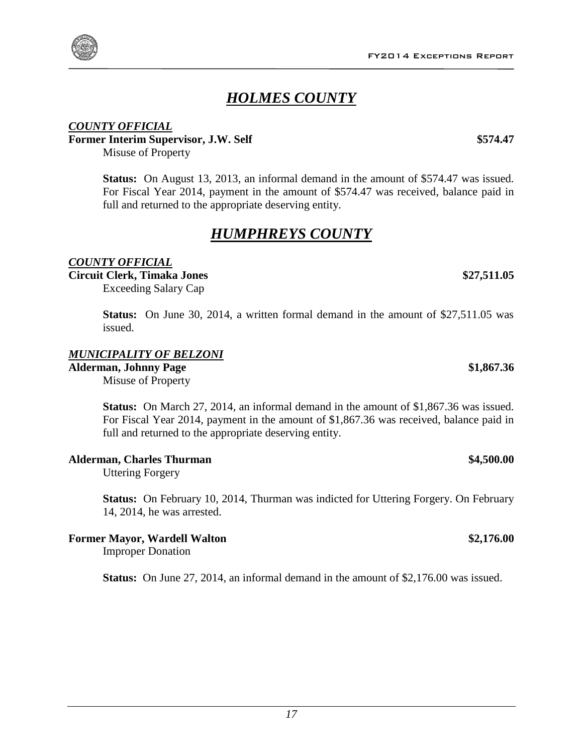# *HOLMES COUNTY*

***COUNTY OFFICIAL***

**Former Interim Supervisor, J.W. Self** **$574.47**

Misuse of Property

**Status:** On August 13, 2013, an informal demand in the amount of $574.47 was issued. For Fiscal Year 2014, payment in the amount of $574.47 was received, balance paid in full and returned to the appropriate deserving entity.

# *HUMPHREYS COUNTY*

***COUNTY OFFICIAL***

**Circuit Clerk, Timaka Jones** **$27,511.05**

Exceeding Salary Cap

**Status:** On June 30, 2014, a written formal demand in the amount of $27,511.05 was issued.

***MUNICIPALITY OF BELZONI***

**Alderman, Johnny Page** **$1,867.36**

Misuse of Property

**Status:** On March 27, 2014, an informal demand in the amount of $1,867.36 was issued. For Fiscal Year 2014, payment in the amount of $1,867.36 was received, balance paid in full and returned to the appropriate deserving entity.

**Alderman, Charles Thurman** **$4,500.00**

Uttering Forgery

**Status:** On February 10, 2014, Thurman was indicted for Uttering Forgery. On February 14, 2014, he was arrested.

**Former Mayor, Wardell Walton** **$2,176.00**

Improper Donation

**Status:** On June 27, 2014, an informal demand in the amount of $2,176.00 was issued.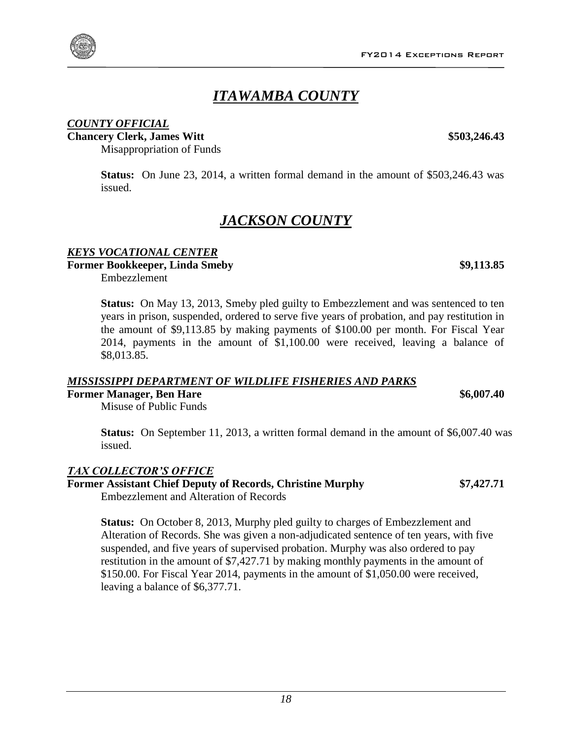# *ITAWAMBA COUNTY*

***COUNTY OFFICIAL***

**Chancery Clerk, James Witt** **$503,246.43**

Misappropriation of Funds

**Status:** On June 23, 2014, a written formal demand in the amount of $503,246.43 was issued.

# *JACKSON COUNTY*

***KEYS VOCATIONAL CENTER***

**Former Bookkeeper, Linda Smeby** **$9,113.85**

Embezzlement

**Status:** On May 13, 2013, Smeby pled guilty to Embezzlement and was sentenced to ten years in prison, suspended, ordered to serve five years of probation, and pay restitution in the amount of $9,113.85 by making payments of $100.00 per month. For Fiscal Year 2014, payments in the amount of $1,100.00 were received, leaving a balance of $8,013.85.

***MISSISSIPPI DEPARTMENT OF WILDLIFE FISHERIES AND PARKS***

**Former Manager, Ben Hare** **$6,007.40**

Misuse of Public Funds

**Status:** On September 11, 2013, a written formal demand in the amount of $6,007.40 was issued.

***TAX COLLECTOR'S OFFICE***

**Former Assistant Chief Deputy of Records, Christine Murphy** **$7,427.71**

Embezzlement and Alteration of Records

**Status:** On October 8, 2013, Murphy pled guilty to charges of Embezzlement and Alteration of Records. She was given a non-adjudicated sentence of ten years, with five suspended, and five years of supervised probation. Murphy was also ordered to pay restitution in the amount of $7,427.71 by making monthly payments in the amount of $150.00. For Fiscal Year 2014, payments in the amount of $1,050.00 were received, leaving a balance of $6,377.71.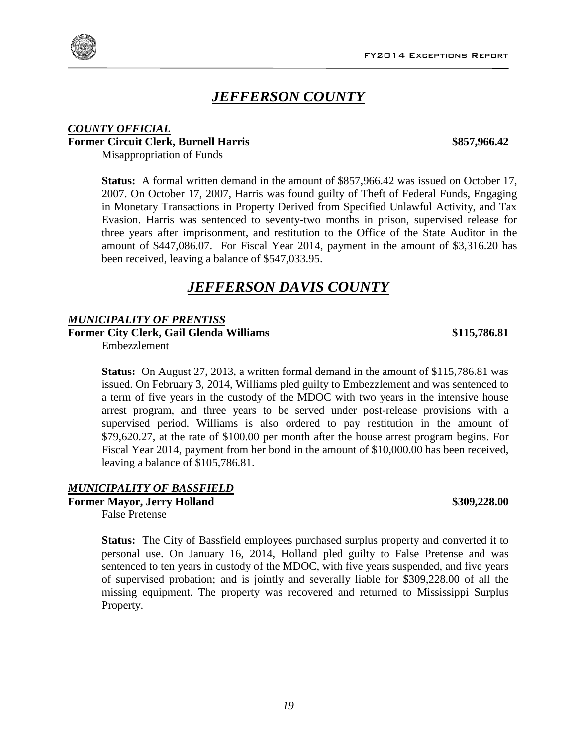# *JEFFERSON COUNTY*

***COUNTY OFFICIAL***

**Former Circuit Clerk, Burnell Harris** **$857,966.42**

Misappropriation of Funds

**Status:** A formal written demand in the amount of $857,966.42 was issued on October 17, 2007. On October 17, 2007, Harris was found guilty of Theft of Federal Funds, Engaging in Monetary Transactions in Property Derived from Specified Unlawful Activity, and Tax Evasion. Harris was sentenced to seventy-two months in prison, supervised release for three years after imprisonment, and restitution to the Office of the State Auditor in the amount of $447,086.07. For Fiscal Year 2014, payment in the amount of $3,316.20 has been received, leaving a balance of $547,033.95.

# *JEFFERSON DAVIS COUNTY*

***MUNICIPALITY OF PRENTISS***

**Former City Clerk, Gail Glenda Williams** **$115,786.81**

Embezzlement

**Status:** On August 27, 2013, a written formal demand in the amount of $115,786.81 was issued. On February 3, 2014, Williams pled guilty to Embezzlement and was sentenced to a term of five years in the custody of the MDOC with two years in the intensive house arrest program, and three years to be served under post-release provisions with a supervised period. Williams is also ordered to pay restitution in the amount of $79,620.27, at the rate of $100.00 per month after the house arrest program begins. For Fiscal Year 2014, payment from her bond in the amount of $10,000.00 has been received, leaving a balance of $105,786.81.

***MUNICIPALITY OF BASSFIELD***

**Former Mayor, Jerry Holland** **$309,228.00**

False Pretense

**Status:** The City of Bassfield employees purchased surplus property and converted it to personal use. On January 16, 2014, Holland pled guilty to False Pretense and was sentenced to ten years in custody of the MDOC, with five years suspended, and five years of supervised probation; and is jointly and severally liable for $309,228.00 of all the missing equipment. The property was recovered and returned to Mississippi Surplus Property.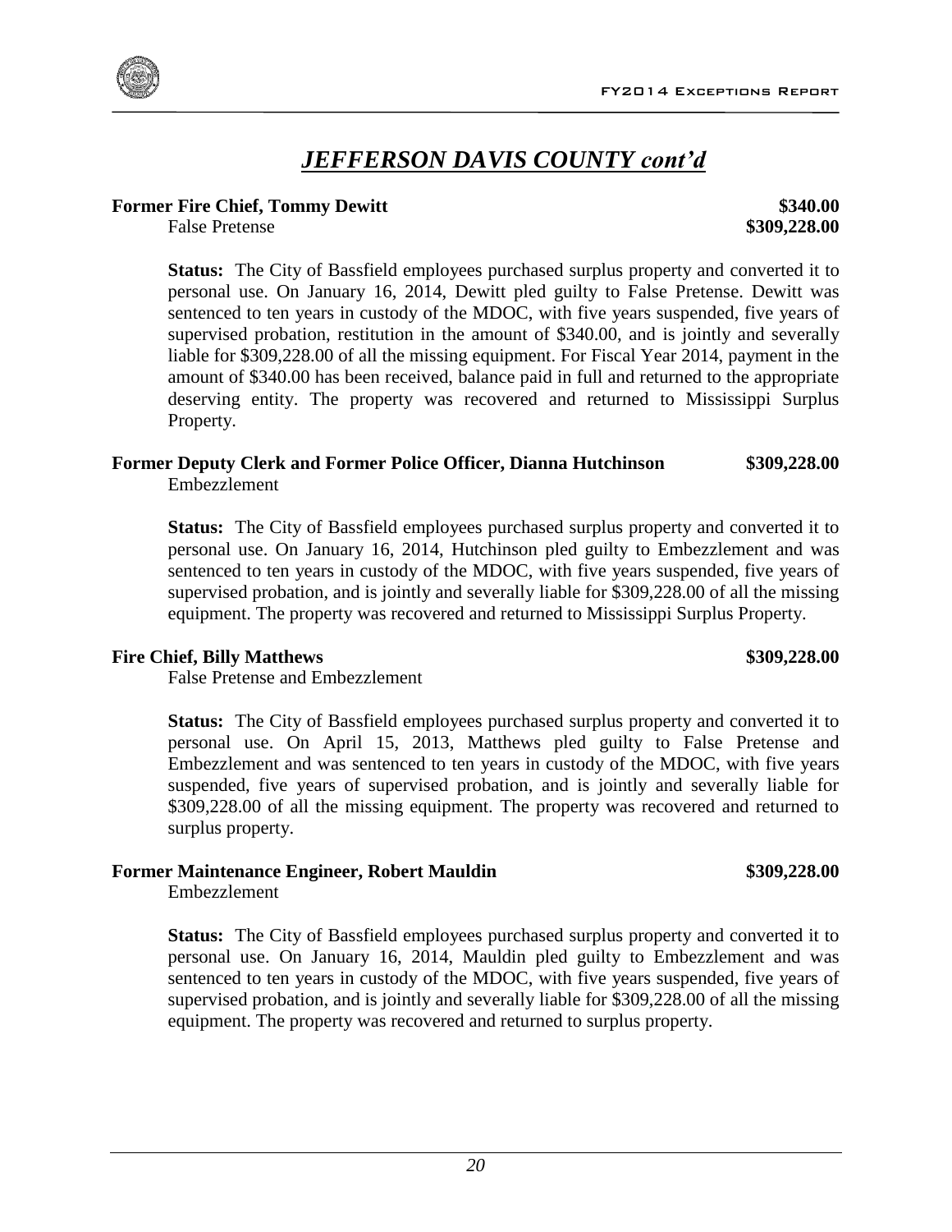# *JEFFERSON DAVIS COUNTY cont'd*

**Former Fire Chief, Tommy Dewitt** **$340.00**
False Pretense **$309,228.00**

**Status:** The City of Bassfield employees purchased surplus property and converted it to personal use. On January 16, 2014, Dewitt pled guilty to False Pretense. Dewitt was sentenced to ten years in custody of the MDOC, with five years suspended, five years of supervised probation, restitution in the amount of $340.00, and is jointly and severally liable for $309,228.00 of all the missing equipment. For Fiscal Year 2014, payment in the amount of $340.00 has been received, balance paid in full and returned to the appropriate deserving entity. The property was recovered and returned to Mississippi Surplus Property.

**Former Deputy Clerk and Former Police Officer, Dianna Hutchinson** **$309,228.00**
Embezzlement

**Status:** The City of Bassfield employees purchased surplus property and converted it to personal use. On January 16, 2014, Hutchinson pled guilty to Embezzlement and was sentenced to ten years in custody of the MDOC, with five years suspended, five years of supervised probation, and is jointly and severally liable for $309,228.00 of all the missing equipment. The property was recovered and returned to Mississippi Surplus Property.

**Fire Chief, Billy Matthews** **$309,228.00**
False Pretense and Embezzlement

**Status:** The City of Bassfield employees purchased surplus property and converted it to personal use. On April 15, 2013, Matthews pled guilty to False Pretense and Embezzlement and was sentenced to ten years in custody of the MDOC, with five years suspended, five years of supervised probation, and is jointly and severally liable for $309,228.00 of all the missing equipment. The property was recovered and returned to surplus property.

**Former Maintenance Engineer, Robert Mauldin** **$309,228.00**
Embezzlement

**Status:** The City of Bassfield employees purchased surplus property and converted it to personal use. On January 16, 2014, Mauldin pled guilty to Embezzlement and was sentenced to ten years in custody of the MDOC, with five years suspended, five years of supervised probation, and is jointly and severally liable for $309,228.00 of all the missing equipment. The property was recovered and returned to surplus property.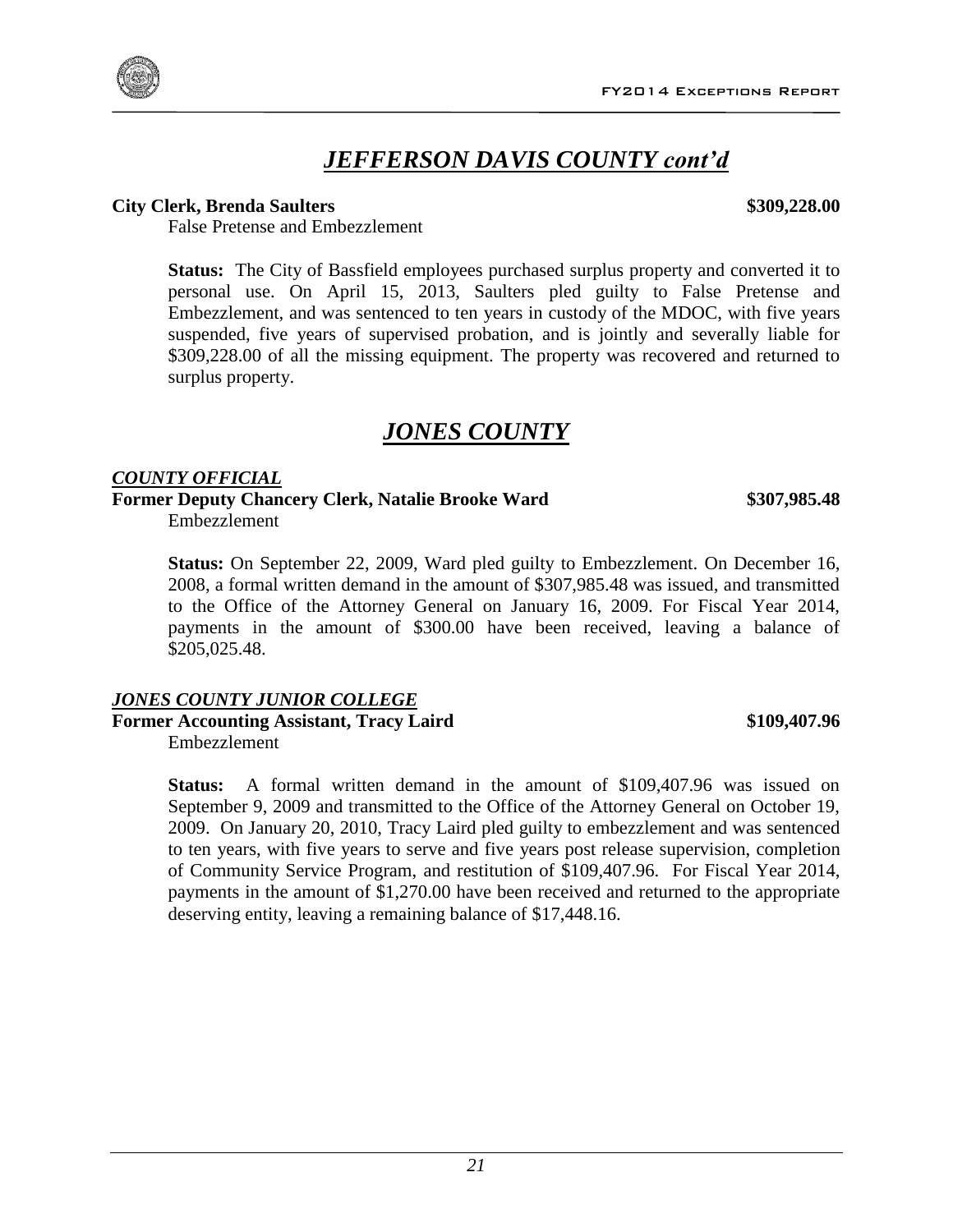## *JEFFERSON DAVIS COUNTY cont'd*

**City Clerk, Brenda Saulters** **$309,228.00**

False Pretense and Embezzlement

**Status:** The City of Bassfield employees purchased surplus property and converted it to personal use. On April 15, 2013, Saulters pled guilty to False Pretense and Embezzlement, and was sentenced to ten years in custody of the MDOC, with five years suspended, five years of supervised probation, and is jointly and severally liable for $309,228.00 of all the missing equipment. The property was recovered and returned to surplus property.

## *JONES COUNTY*

### *COUNTY OFFICIAL*

**Former Deputy Chancery Clerk, Natalie Brooke Ward** **$307,985.48**

Embezzlement

**Status:** On September 22, 2009, Ward pled guilty to Embezzlement. On December 16, 2008, a formal written demand in the amount of $307,985.48 was issued, and transmitted to the Office of the Attorney General on January 16, 2009. For Fiscal Year 2014, payments in the amount of $300.00 have been received, leaving a balance of $205,025.48.

### *JONES COUNTY JUNIOR COLLEGE*

**Former Accounting Assistant, Tracy Laird** **$109,407.96**

Embezzlement

**Status:** A formal written demand in the amount of $109,407.96 was issued on September 9, 2009 and transmitted to the Office of the Attorney General on October 19, 2009. On January 20, 2010, Tracy Laird pled guilty to embezzlement and was sentenced to ten years, with five years to serve and five years post release supervision, completion of Community Service Program, and restitution of $109,407.96. For Fiscal Year 2014, payments in the amount of $1,270.00 have been received and returned to the appropriate deserving entity, leaving a remaining balance of $17,448.16.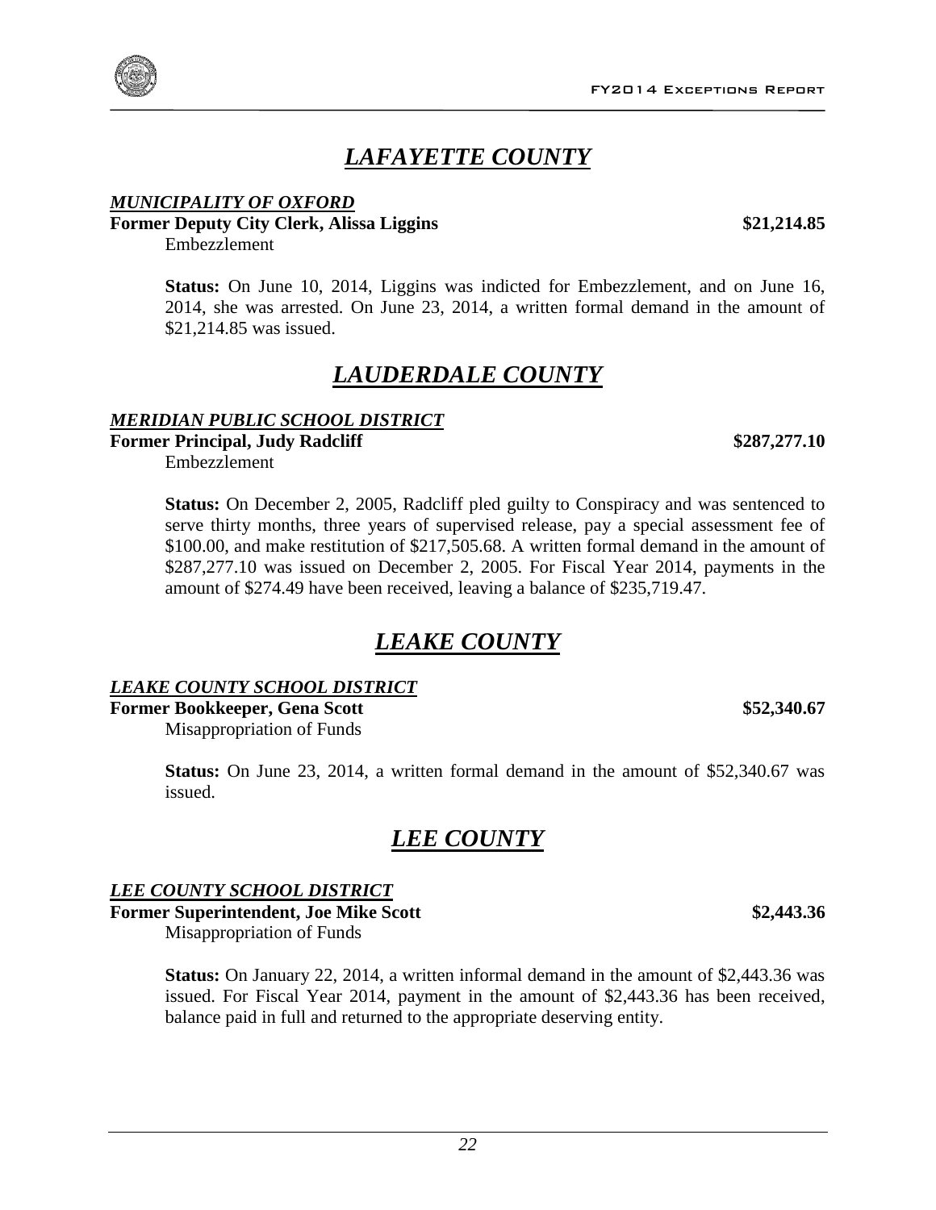# *LAFAYETTE COUNTY*

***MUNICIPALITY OF OXFORD***

**Former Deputy City Clerk, Alissa Liggins** **$21,214.85**

Embezzlement

**Status:** On June 10, 2014, Liggins was indicted for Embezzlement, and on June 16, 2014, she was arrested. On June 23, 2014, a written formal demand in the amount of $21,214.85 was issued.

# *LAUDERDALE COUNTY*

***MERIDIAN PUBLIC SCHOOL DISTRICT***

**Former Principal, Judy Radcliff** **$287,277.10**

Embezzlement

**Status:** On December 2, 2005, Radcliff pled guilty to Conspiracy and was sentenced to serve thirty months, three years of supervised release, pay a special assessment fee of $100.00, and make restitution of $217,505.68. A written formal demand in the amount of $287,277.10 was issued on December 2, 2005. For Fiscal Year 2014, payments in the amount of $274.49 have been received, leaving a balance of $235,719.47.

# *LEAKE COUNTY*

***LEAKE COUNTY SCHOOL DISTRICT***

**Former Bookkeeper, Gena Scott** **$52,340.67**

Misappropriation of Funds

**Status:** On June 23, 2014, a written formal demand in the amount of $52,340.67 was issued.

# *LEE COUNTY*

***LEE COUNTY SCHOOL DISTRICT***

**Former Superintendent, Joe Mike Scott** **$2,443.36**

Misappropriation of Funds

**Status:** On January 22, 2014, a written informal demand in the amount of $2,443.36 was issued. For Fiscal Year 2014, payment in the amount of $2,443.36 has been received, balance paid in full and returned to the appropriate deserving entity.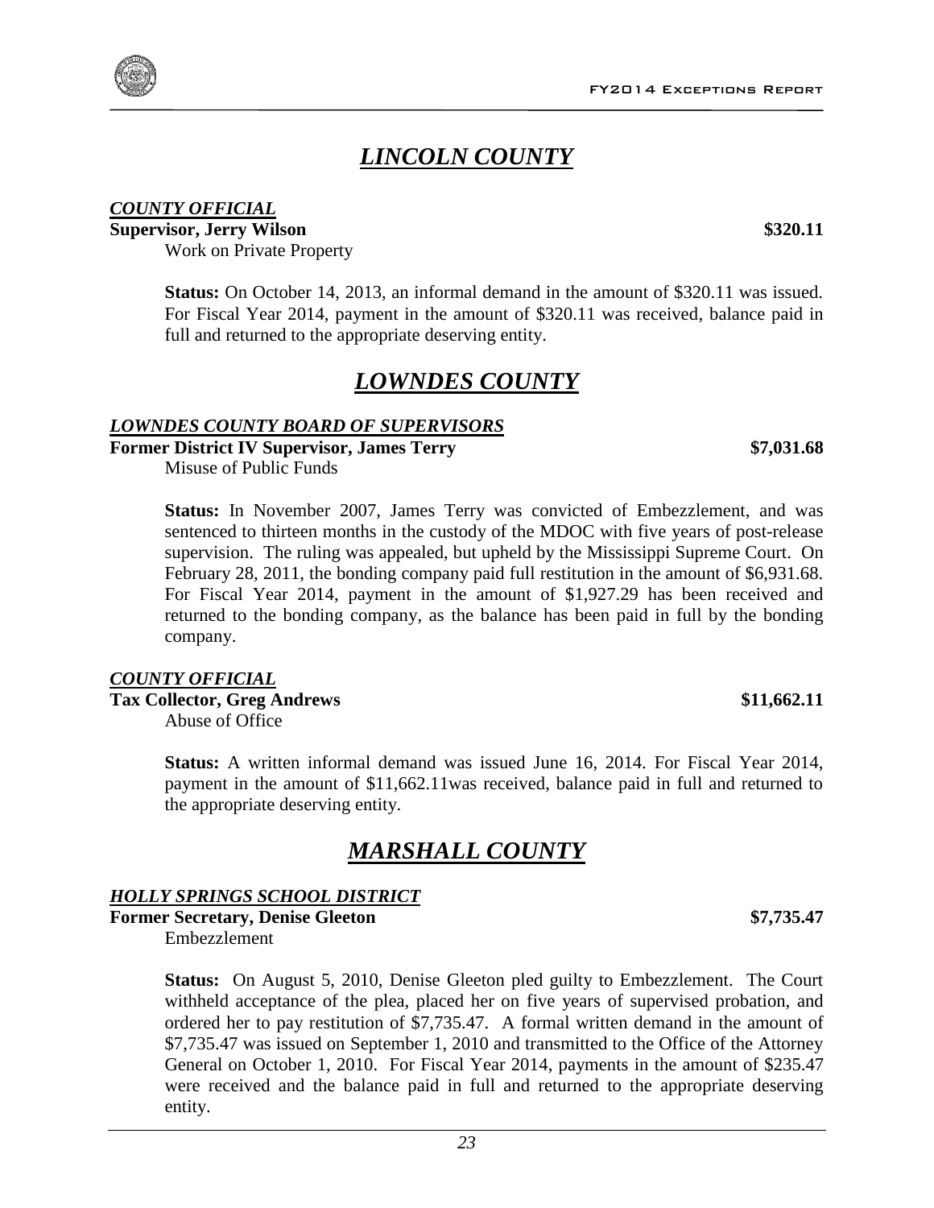# *LINCOLN COUNTY*

***COUNTY OFFICIAL***

**Supervisor, Jerry Wilson** **$320.11**

Work on Private Property

**Status:** On October 14, 2013, an informal demand in the amount of $320.11 was issued. For Fiscal Year 2014, payment in the amount of $320.11 was received, balance paid in full and returned to the appropriate deserving entity.

# *LOWNDES COUNTY*

***LOWNDES COUNTY BOARD OF SUPERVISORS***

**Former District IV Supervisor, James Terry** **$7,031.68**

Misuse of Public Funds

**Status:** In November 2007, James Terry was convicted of Embezzlement, and was sentenced to thirteen months in the custody of the MDOC with five years of post-release supervision. The ruling was appealed, but upheld by the Mississippi Supreme Court. On February 28, 2011, the bonding company paid full restitution in the amount of $6,931.68. For Fiscal Year 2014, payment in the amount of $1,927.29 has been received and returned to the bonding company, as the balance has been paid in full by the bonding company.

***COUNTY OFFICIAL***

**Tax Collector, Greg Andrews** **$11,662.11**

Abuse of Office

**Status:** A written informal demand was issued June 16, 2014. For Fiscal Year 2014, payment in the amount of $11,662.11was received, balance paid in full and returned to the appropriate deserving entity.

# *MARSHALL COUNTY*

***HOLLY SPRINGS SCHOOL DISTRICT***

**Former Secretary, Denise Gleeton** **$7,735.47**

Embezzlement

**Status:** On August 5, 2010, Denise Gleeton pled guilty to Embezzlement. The Court withheld acceptance of the plea, placed her on five years of supervised probation, and ordered her to pay restitution of $7,735.47. A formal written demand in the amount of $7,735.47 was issued on September 1, 2010 and transmitted to the Office of the Attorney General on October 1, 2010. For Fiscal Year 2014, payments in the amount of $235.47 were received and the balance paid in full and returned to the appropriate deserving entity.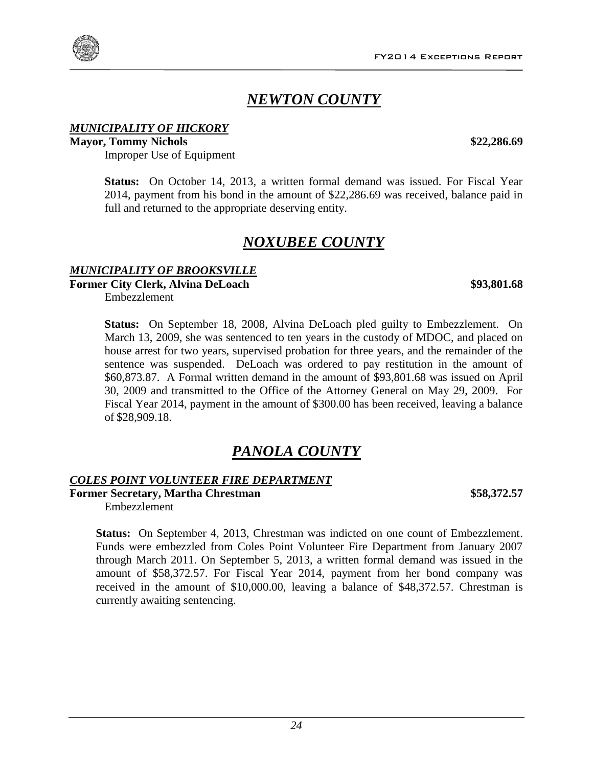# *NEWTON COUNTY*

***MUNICIPALITY OF HICKORY***

**Mayor, Tommy Nichols** **$22,286.69**

Improper Use of Equipment

**Status:** On October 14, 2013, a written formal demand was issued. For Fiscal Year 2014, payment from his bond in the amount of $22,286.69 was received, balance paid in full and returned to the appropriate deserving entity.

# *NOXUBEE COUNTY*

***MUNICIPALITY OF BROOKSVILLE***

**Former City Clerk, Alvina DeLoach** **$93,801.68**

Embezzlement

**Status:** On September 18, 2008, Alvina DeLoach pled guilty to Embezzlement. On March 13, 2009, she was sentenced to ten years in the custody of MDOC, and placed on house arrest for two years, supervised probation for three years, and the remainder of the sentence was suspended. DeLoach was ordered to pay restitution in the amount of $60,873.87. A Formal written demand in the amount of $93,801.68 was issued on April 30, 2009 and transmitted to the Office of the Attorney General on May 29, 2009. For Fiscal Year 2014, payment in the amount of $300.00 has been received, leaving a balance of $28,909.18.

# *PANOLA COUNTY*

***COLES POINT VOLUNTEER FIRE DEPARTMENT***

**Former Secretary, Martha Chrestman** **$58,372.57**

Embezzlement

**Status:** On September 4, 2013, Chrestman was indicted on one count of Embezzlement. Funds were embezzled from Coles Point Volunteer Fire Department from January 2007 through March 2011. On September 5, 2013, a written formal demand was issued in the amount of $58,372.57. For Fiscal Year 2014, payment from her bond company was received in the amount of $10,000.00, leaving a balance of $48,372.57. Chrestman is currently awaiting sentencing.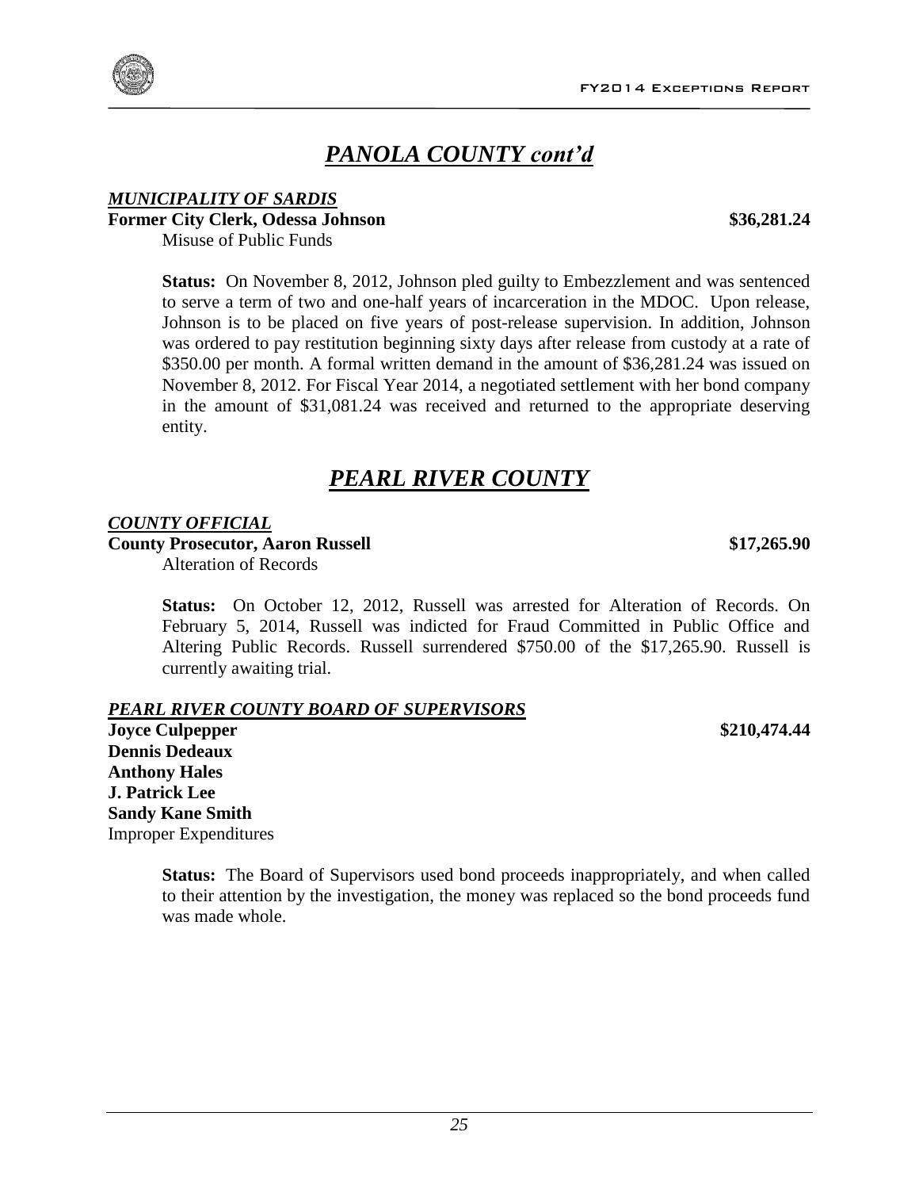## *PANOLA COUNTY cont'd*

***MUNICIPALITY OF SARDIS***

**Former City Clerk, Odessa Johnson** **$36,281.24**

Misuse of Public Funds

**Status:** On November 8, 2012, Johnson pled guilty to Embezzlement and was sentenced to serve a term of two and one-half years of incarceration in the MDOC. Upon release, Johnson is to be placed on five years of post-release supervision. In addition, Johnson was ordered to pay restitution beginning sixty days after release from custody at a rate of $350.00 per month. A formal written demand in the amount of $36,281.24 was issued on November 8, 2012. For Fiscal Year 2014, a negotiated settlement with her bond company in the amount of $31,081.24 was received and returned to the appropriate deserving entity.

## *PEARL RIVER COUNTY*

***COUNTY OFFICIAL***

**County Prosecutor, Aaron Russell** **$17,265.90**

Alteration of Records

**Status:** On October 12, 2012, Russell was arrested for Alteration of Records. On February 5, 2014, Russell was indicted for Fraud Committed in Public Office and Altering Public Records. Russell surrendered $750.00 of the $17,265.90. Russell is currently awaiting trial.

***PEARL RIVER COUNTY BOARD OF SUPERVISORS***

**Joyce Culpepper** **$210,474.44**
**Dennis Dedeaux**
**Anthony Hales**
**J. Patrick Lee**
**Sandy Kane Smith**
Improper Expenditures

**Status:** The Board of Supervisors used bond proceeds inappropriately, and when called to their attention by the investigation, the money was replaced so the bond proceeds fund was made whole.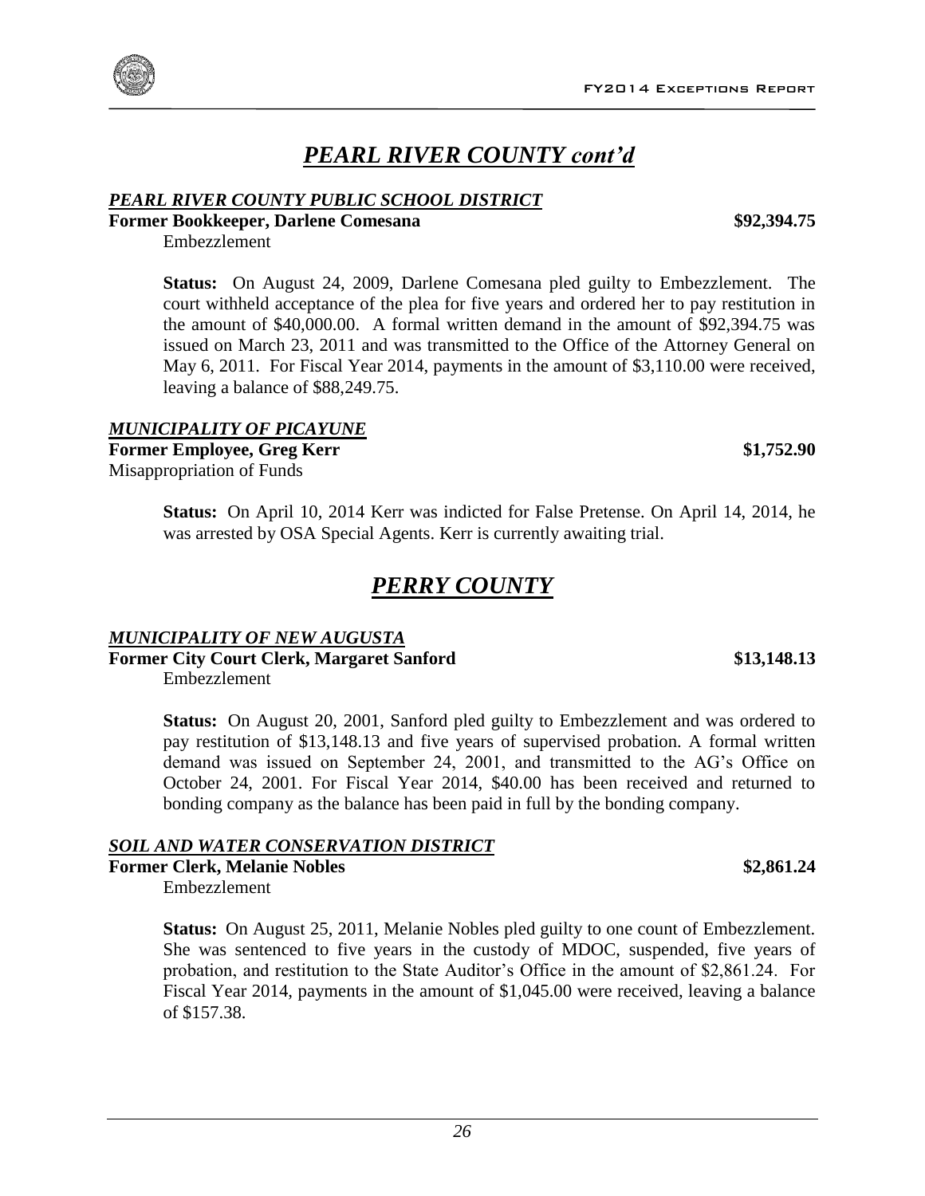# *PEARL RIVER COUNTY cont'd*

### *PEARL RIVER COUNTY PUBLIC SCHOOL DISTRICT*

**Former Bookkeeper, Darlene Comesana** **$92,394.75**

Embezzlement

**Status:** On August 24, 2009, Darlene Comesana pled guilty to Embezzlement. The court withheld acceptance of the plea for five years and ordered her to pay restitution in the amount of $40,000.00. A formal written demand in the amount of $92,394.75 was issued on March 23, 2011 and was transmitted to the Office of the Attorney General on May 6, 2011. For Fiscal Year 2014, payments in the amount of $3,110.00 were received, leaving a balance of $88,249.75.

### *MUNICIPALITY OF PICAYUNE*

**Former Employee, Greg Kerr** **$1,752.90**

Misappropriation of Funds

**Status:** On April 10, 2014 Kerr was indicted for False Pretense. On April 14, 2014, he was arrested by OSA Special Agents. Kerr is currently awaiting trial.

# *PERRY COUNTY*

### *MUNICIPALITY OF NEW AUGUSTA*

**Former City Court Clerk, Margaret Sanford** **$13,148.13**

Embezzlement

**Status:** On August 20, 2001, Sanford pled guilty to Embezzlement and was ordered to pay restitution of $13,148.13 and five years of supervised probation. A formal written demand was issued on September 24, 2001, and transmitted to the AG's Office on October 24, 2001. For Fiscal Year 2014, $40.00 has been received and returned to bonding company as the balance has been paid in full by the bonding company.

### *SOIL AND WATER CONSERVATION DISTRICT*

**Former Clerk, Melanie Nobles** **$2,861.24**

Embezzlement

**Status:** On August 25, 2011, Melanie Nobles pled guilty to one count of Embezzlement. She was sentenced to five years in the custody of MDOC, suspended, five years of probation, and restitution to the State Auditor's Office in the amount of $2,861.24. For Fiscal Year 2014, payments in the amount of $1,045.00 were received, leaving a balance of $157.38.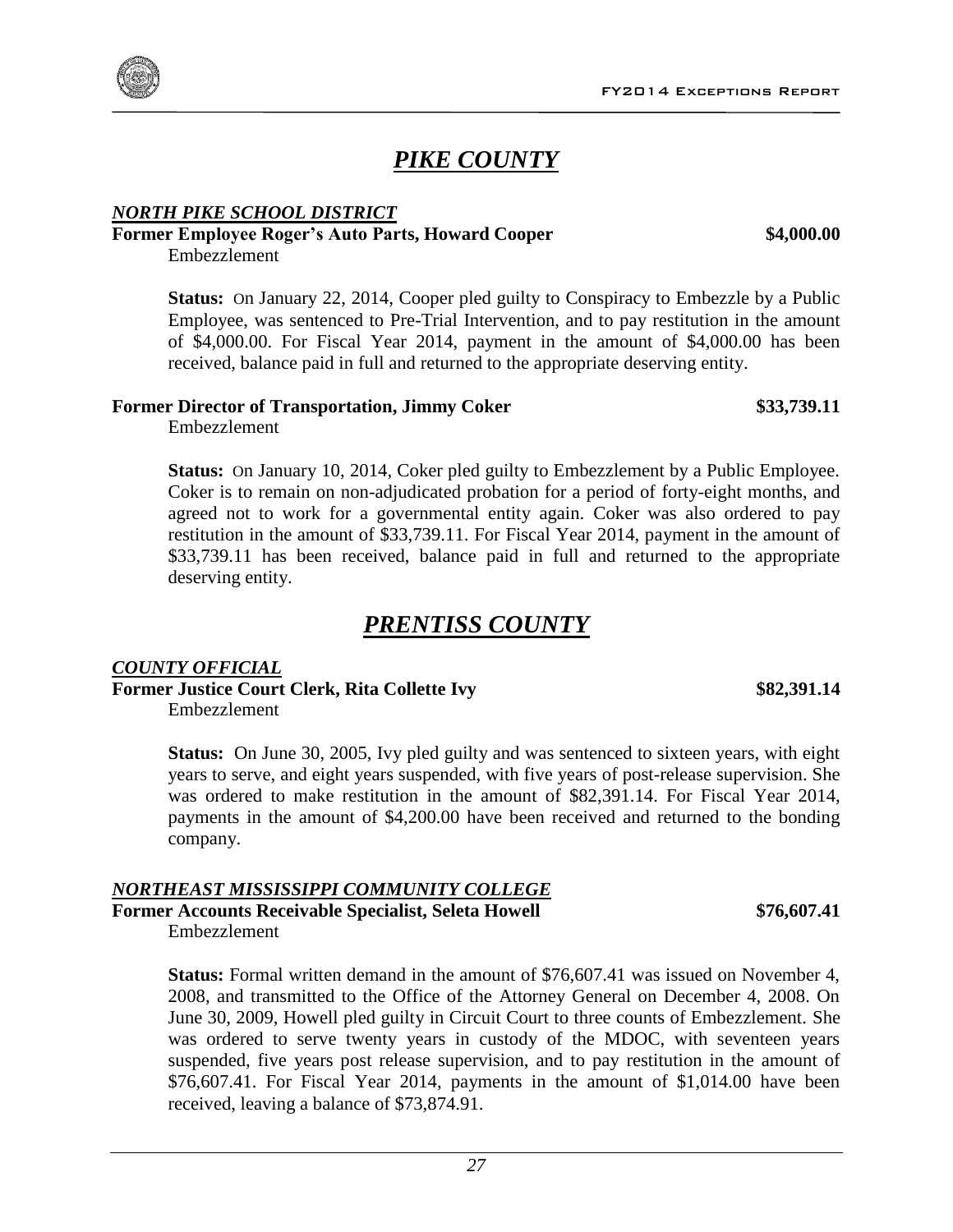# *PIKE COUNTY*

### *NORTH PIKE SCHOOL DISTRICT*

**Former Employee Roger's Auto Parts, Howard Cooper** **$4,000.00**

Embezzlement

**Status:** On January 22, 2014, Cooper pled guilty to Conspiracy to Embezzle by a Public Employee, was sentenced to Pre-Trial Intervention, and to pay restitution in the amount of $4,000.00. For Fiscal Year 2014, payment in the amount of $4,000.00 has been received, balance paid in full and returned to the appropriate deserving entity.

**Former Director of Transportation, Jimmy Coker** **$33,739.11**

Embezzlement

**Status:** On January 10, 2014, Coker pled guilty to Embezzlement by a Public Employee. Coker is to remain on non-adjudicated probation for a period of forty-eight months, and agreed not to work for a governmental entity again. Coker was also ordered to pay restitution in the amount of $33,739.11. For Fiscal Year 2014, payment in the amount of $33,739.11 has been received, balance paid in full and returned to the appropriate deserving entity.

# *PRENTISS COUNTY*

### *COUNTY OFFICIAL*

**Former Justice Court Clerk, Rita Collette Ivy** **$82,391.14**

Embezzlement

**Status:** On June 30, 2005, Ivy pled guilty and was sentenced to sixteen years, with eight years to serve, and eight years suspended, with five years of post-release supervision. She was ordered to make restitution in the amount of $82,391.14. For Fiscal Year 2014, payments in the amount of $4,200.00 have been received and returned to the bonding company.

### *NORTHEAST MISSISSIPPI COMMUNITY COLLEGE*

**Former Accounts Receivable Specialist, Seleta Howell** **$76,607.41**

Embezzlement

**Status:** Formal written demand in the amount of $76,607.41 was issued on November 4, 2008, and transmitted to the Office of the Attorney General on December 4, 2008. On June 30, 2009, Howell pled guilty in Circuit Court to three counts of Embezzlement. She was ordered to serve twenty years in custody of the MDOC, with seventeen years suspended, five years post release supervision, and to pay restitution in the amount of $76,607.41. For Fiscal Year 2014, payments in the amount of $1,014.00 have been received, leaving a balance of $73,874.91.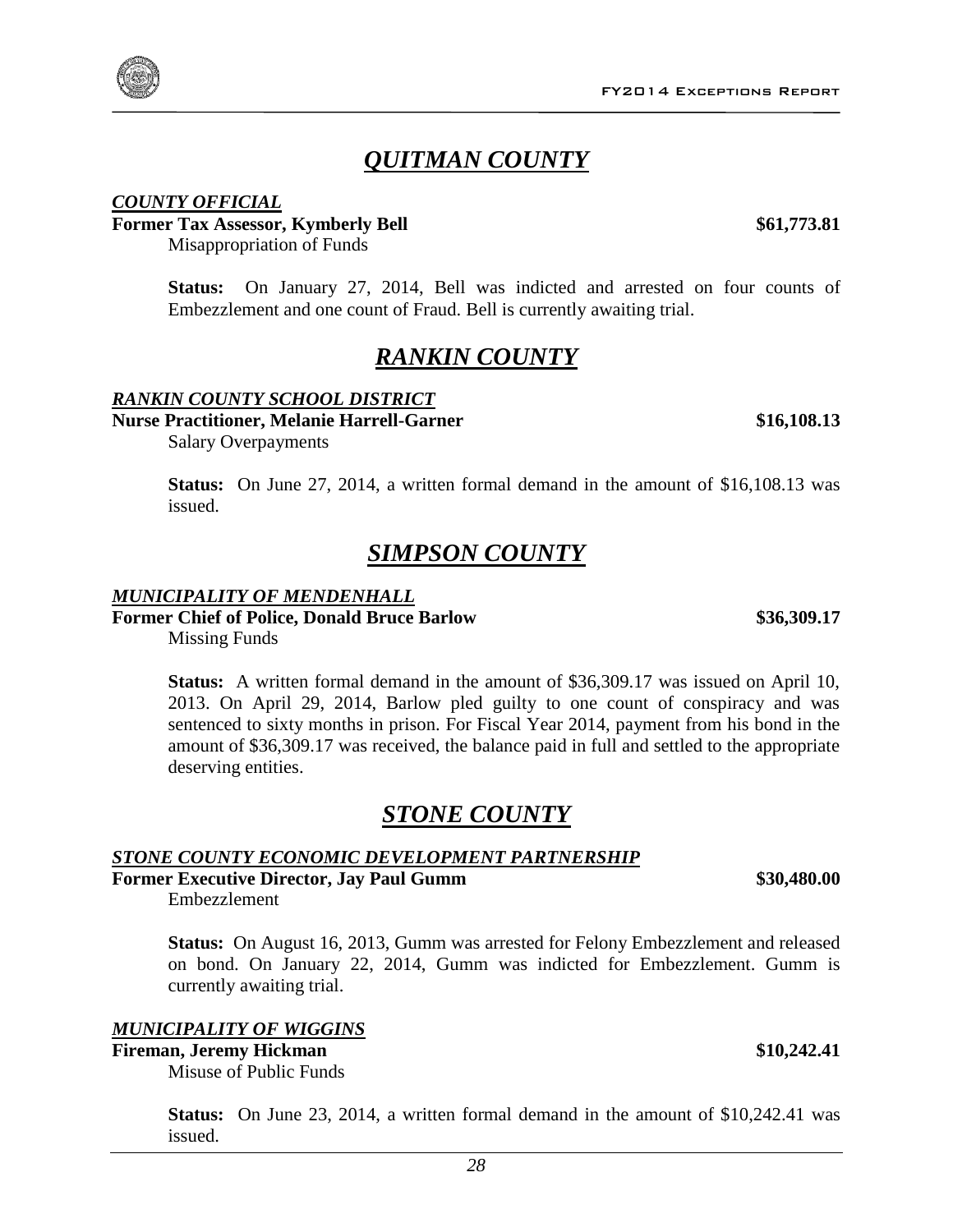## *QUITMAN COUNTY*

### *COUNTY OFFICIAL*

**Former Tax Assessor, Kymberly Bell** **$61,773.81**

Misappropriation of Funds

**Status:** On January 27, 2014, Bell was indicted and arrested on four counts of Embezzlement and one count of Fraud. Bell is currently awaiting trial.

## *RANKIN COUNTY*

### *RANKIN COUNTY SCHOOL DISTRICT*

**Nurse Practitioner, Melanie Harrell-Garner** **$16,108.13**

Salary Overpayments

**Status:** On June 27, 2014, a written formal demand in the amount of $16,108.13 was issued.

## *SIMPSON COUNTY*

### *MUNICIPALITY OF MENDENHALL*

**Former Chief of Police, Donald Bruce Barlow** **$36,309.17**

Missing Funds

**Status:** A written formal demand in the amount of $36,309.17 was issued on April 10, 2013. On April 29, 2014, Barlow pled guilty to one count of conspiracy and was sentenced to sixty months in prison. For Fiscal Year 2014, payment from his bond in the amount of $36,309.17 was received, the balance paid in full and settled to the appropriate deserving entities.

## *STONE COUNTY*

### *STONE COUNTY ECONOMIC DEVELOPMENT PARTNERSHIP*

**Former Executive Director, Jay Paul Gumm** **$30,480.00**

Embezzlement

**Status:** On August 16, 2013, Gumm was arrested for Felony Embezzlement and released on bond. On January 22, 2014, Gumm was indicted for Embezzlement. Gumm is currently awaiting trial.

### *MUNICIPALITY OF WIGGINS*

**Fireman, Jeremy Hickman** **$10,242.41**

Misuse of Public Funds

**Status:** On June 23, 2014, a written formal demand in the amount of $10,242.41 was issued.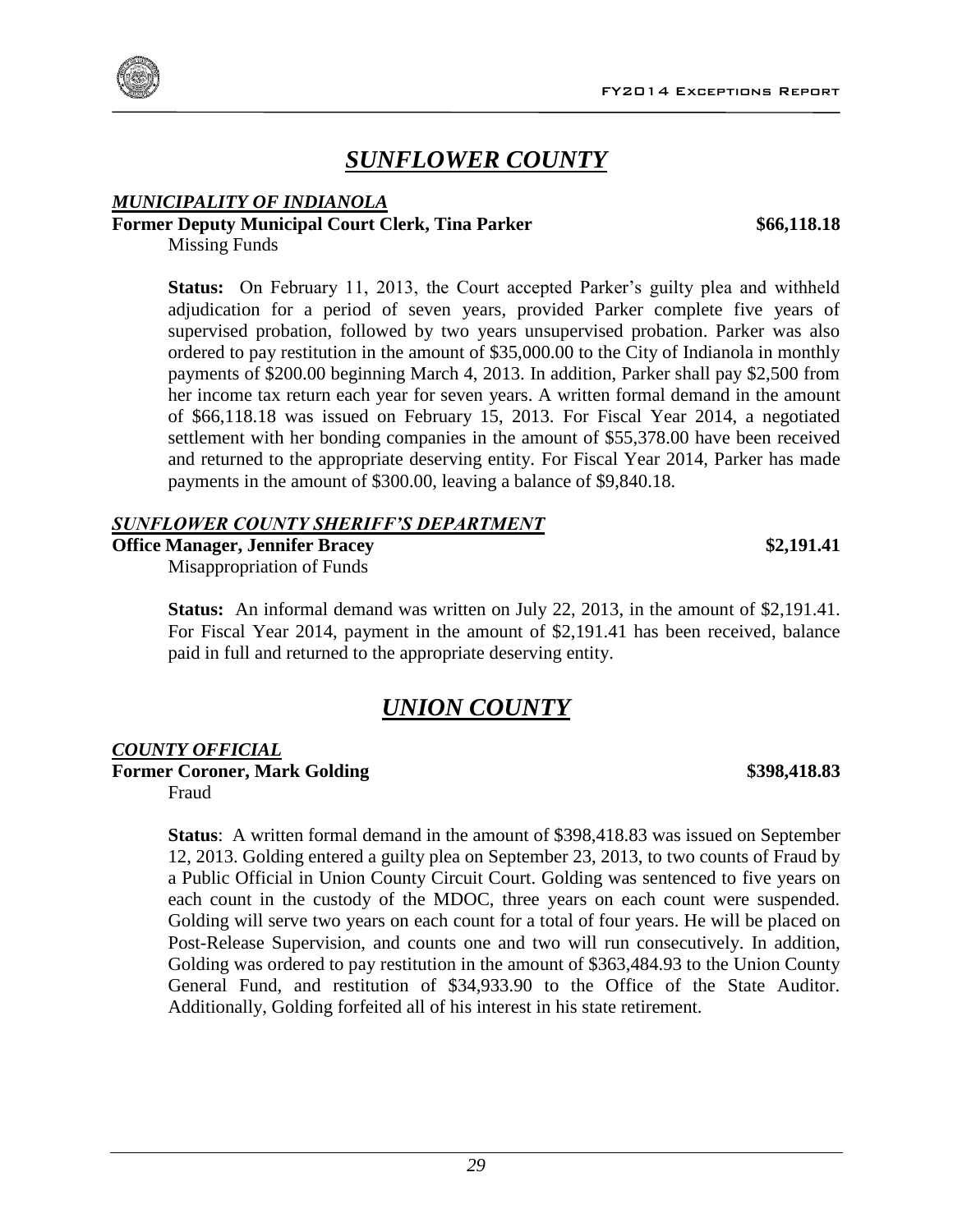# *SUNFLOWER COUNTY*

***MUNICIPALITY OF INDIANOLA***

**Former Deputy Municipal Court Clerk, Tina Parker** **$66,118.18**

Missing Funds

**Status:** On February 11, 2013, the Court accepted Parker's guilty plea and withheld adjudication for a period of seven years, provided Parker complete five years of supervised probation, followed by two years unsupervised probation. Parker was also ordered to pay restitution in the amount of $35,000.00 to the City of Indianola in monthly payments of $200.00 beginning March 4, 2013. In addition, Parker shall pay $2,500 from her income tax return each year for seven years. A written formal demand in the amount of $66,118.18 was issued on February 15, 2013. For Fiscal Year 2014, a negotiated settlement with her bonding companies in the amount of $55,378.00 have been received and returned to the appropriate deserving entity. For Fiscal Year 2014, Parker has made payments in the amount of $300.00, leaving a balance of $9,840.18.

***SUNFLOWER COUNTY SHERIFF'S DEPARTMENT***

**Office Manager, Jennifer Bracey** **$2,191.41**

Misappropriation of Funds

**Status:** An informal demand was written on July 22, 2013, in the amount of $2,191.41. For Fiscal Year 2014, payment in the amount of $2,191.41 has been received, balance paid in full and returned to the appropriate deserving entity.

# *UNION COUNTY*

***COUNTY OFFICIAL***

**Former Coroner, Mark Golding** **$398,418.83**

Fraud

**Status**: A written formal demand in the amount of $398,418.83 was issued on September 12, 2013. Golding entered a guilty plea on September 23, 2013, to two counts of Fraud by a Public Official in Union County Circuit Court. Golding was sentenced to five years on each count in the custody of the MDOC, three years on each count were suspended. Golding will serve two years on each count for a total of four years. He will be placed on Post-Release Supervision, and counts one and two will run consecutively. In addition, Golding was ordered to pay restitution in the amount of $363,484.93 to the Union County General Fund, and restitution of $34,933.90 to the Office of the State Auditor. Additionally, Golding forfeited all of his interest in his state retirement.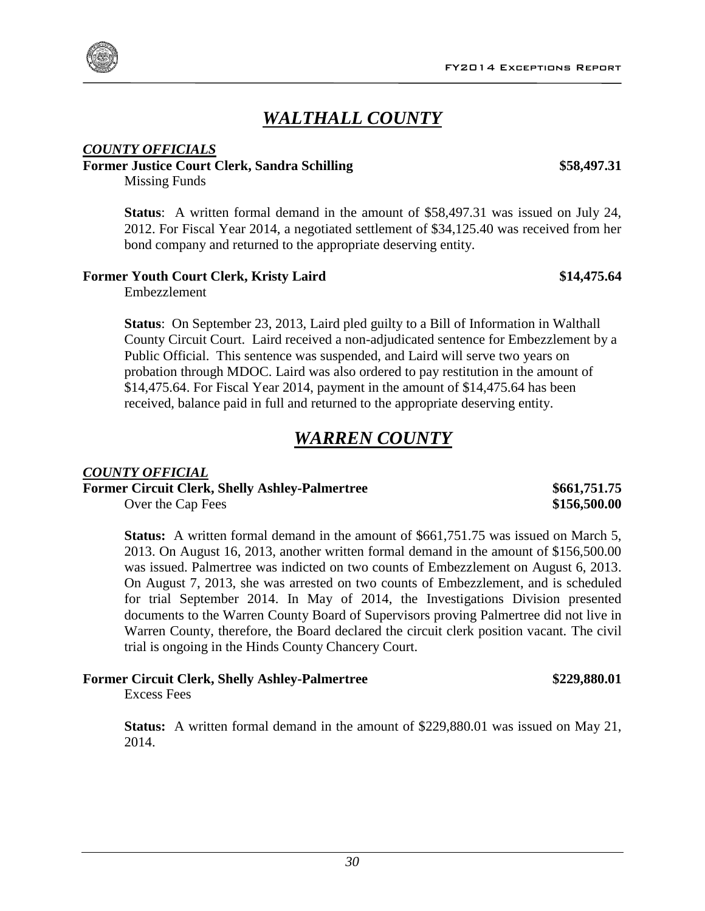# *WALTHALL COUNTY*

***COUNTY OFFICIALS***

**Former Justice Court Clerk, Sandra Schilling** **$58,497.31**

Missing Funds

**Status**: A written formal demand in the amount of $58,497.31 was issued on July 24, 2012. For Fiscal Year 2014, a negotiated settlement of $34,125.40 was received from her bond company and returned to the appropriate deserving entity.

**Former Youth Court Clerk, Kristy Laird** **$14,475.64**

Embezzlement

**Status**: On September 23, 2013, Laird pled guilty to a Bill of Information in Walthall County Circuit Court. Laird received a non-adjudicated sentence for Embezzlement by a Public Official. This sentence was suspended, and Laird will serve two years on probation through MDOC. Laird was also ordered to pay restitution in the amount of $14,475.64. For Fiscal Year 2014, payment in the amount of $14,475.64 has been received, balance paid in full and returned to the appropriate deserving entity.

# *WARREN COUNTY*

***COUNTY OFFICIAL***

**Former Circuit Clerk, Shelly Ashley-Palmertree** **$661,751.75**

Over the Cap Fees **$156,500.00**

**Status:** A written formal demand in the amount of $661,751.75 was issued on March 5, 2013. On August 16, 2013, another written formal demand in the amount of $156,500.00 was issued. Palmertree was indicted on two counts of Embezzlement on August 6, 2013. On August 7, 2013, she was arrested on two counts of Embezzlement, and is scheduled for trial September 2014. In May of 2014, the Investigations Division presented documents to the Warren County Board of Supervisors proving Palmertree did not live in Warren County, therefore, the Board declared the circuit clerk position vacant. The civil trial is ongoing in the Hinds County Chancery Court.

**Former Circuit Clerk, Shelly Ashley-Palmertree** **$229,880.01**

Excess Fees

**Status:** A written formal demand in the amount of $229,880.01 was issued on May 21, 2014.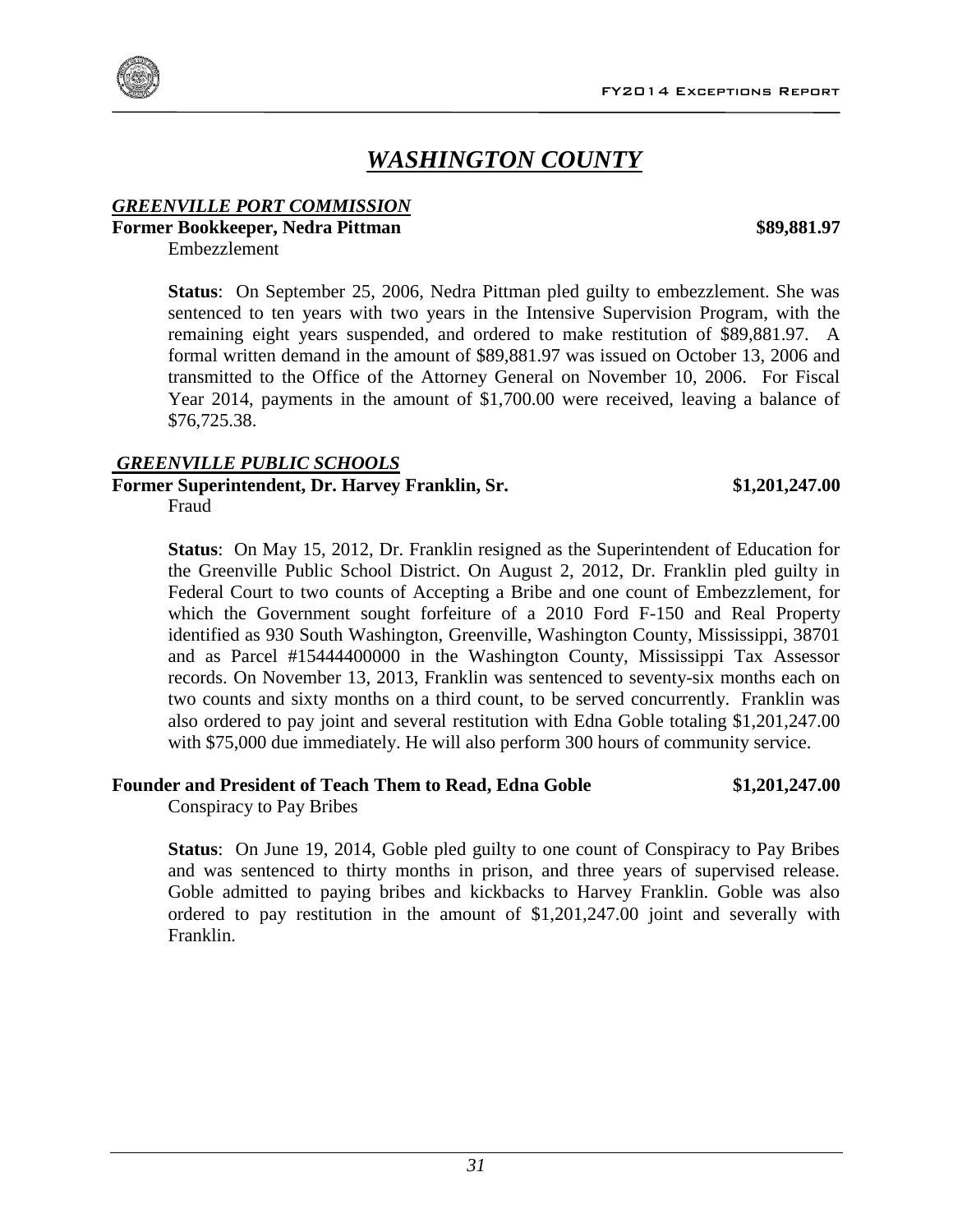# *WASHINGTON COUNTY*

***GREENVILLE PORT COMMISSION***

**Former Bookkeeper, Nedra Pittman** **$89,881.97**

Embezzlement

**Status**: On September 25, 2006, Nedra Pittman pled guilty to embezzlement. She was sentenced to ten years with two years in the Intensive Supervision Program, with the remaining eight years suspended, and ordered to make restitution of $89,881.97. A formal written demand in the amount of $89,881.97 was issued on October 13, 2006 and transmitted to the Office of the Attorney General on November 10, 2006. For Fiscal Year 2014, payments in the amount of $1,700.00 were received, leaving a balance of $76,725.38.

***GREENVILLE PUBLIC SCHOOLS***

**Former Superintendent, Dr. Harvey Franklin, Sr.** **$1,201,247.00**

Fraud

**Status**: On May 15, 2012, Dr. Franklin resigned as the Superintendent of Education for the Greenville Public School District. On August 2, 2012, Dr. Franklin pled guilty in Federal Court to two counts of Accepting a Bribe and one count of Embezzlement, for which the Government sought forfeiture of a 2010 Ford F-150 and Real Property identified as 930 South Washington, Greenville, Washington County, Mississippi, 38701 and as Parcel #15444400000 in the Washington County, Mississippi Tax Assessor records. On November 13, 2013, Franklin was sentenced to seventy-six months each on two counts and sixty months on a third count, to be served concurrently. Franklin was also ordered to pay joint and several restitution with Edna Goble totaling $1,201,247.00 with $75,000 due immediately. He will also perform 300 hours of community service.

**Founder and President of Teach Them to Read, Edna Goble** **$1,201,247.00**

Conspiracy to Pay Bribes

**Status**: On June 19, 2014, Goble pled guilty to one count of Conspiracy to Pay Bribes and was sentenced to thirty months in prison, and three years of supervised release. Goble admitted to paying bribes and kickbacks to Harvey Franklin. Goble was also ordered to pay restitution in the amount of $1,201,247.00 joint and severally with Franklin.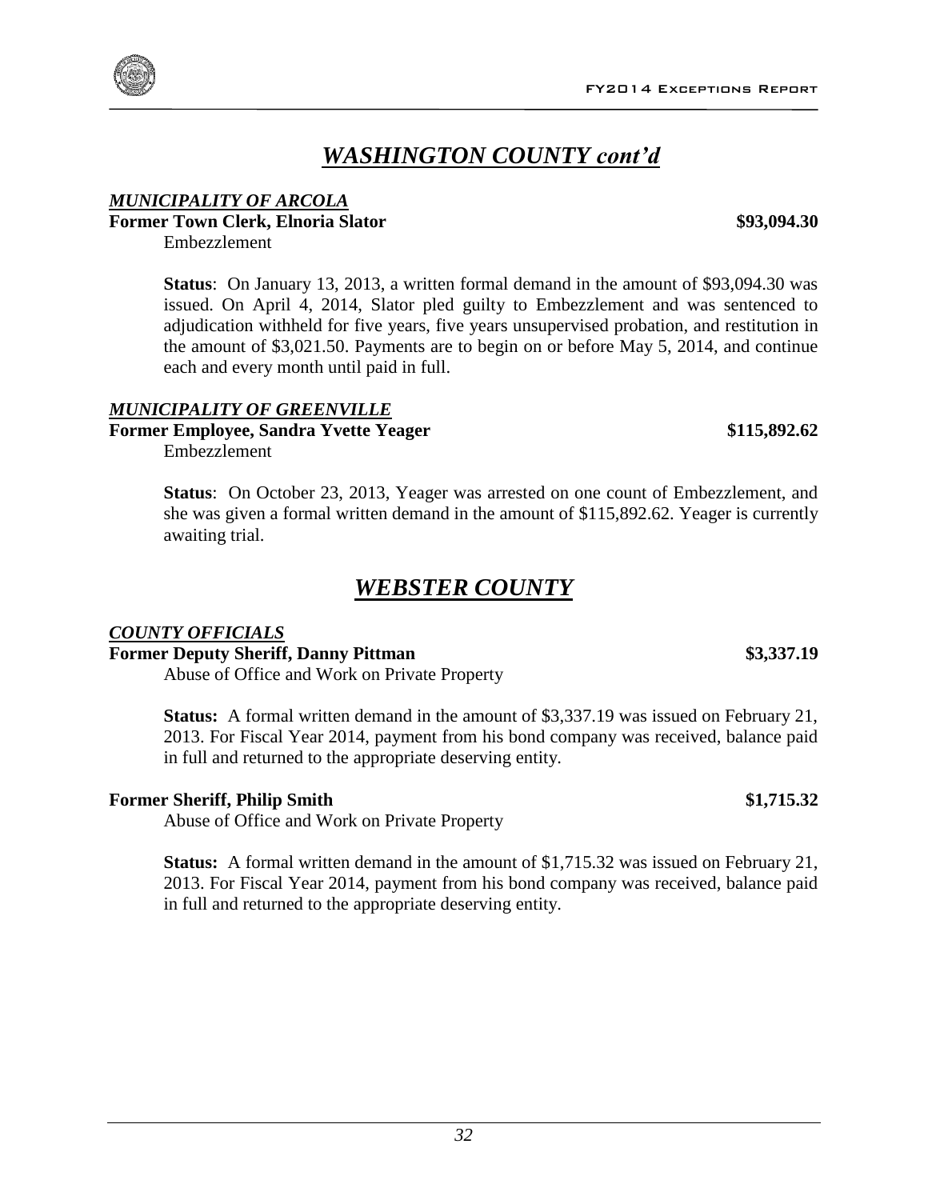## *WASHINGTON COUNTY cont'd*

***MUNICIPALITY OF ARCOLA***

**Former Town Clerk, Elnoria Slator** **$93,094.30**

Embezzlement

**Status**: On January 13, 2013, a written formal demand in the amount of $93,094.30 was issued. On April 4, 2014, Slator pled guilty to Embezzlement and was sentenced to adjudication withheld for five years, five years unsupervised probation, and restitution in the amount of $3,021.50. Payments are to begin on or before May 5, 2014, and continue each and every month until paid in full.

***MUNICIPALITY OF GREENVILLE***

**Former Employee, Sandra Yvette Yeager** **$115,892.62**

Embezzlement

**Status**: On October 23, 2013, Yeager was arrested on one count of Embezzlement, and she was given a formal written demand in the amount of $115,892.62. Yeager is currently awaiting trial.

## *WEBSTER COUNTY*

***COUNTY OFFICIALS***

**Former Deputy Sheriff, Danny Pittman** **$3,337.19**

Abuse of Office and Work on Private Property

**Status:** A formal written demand in the amount of $3,337.19 was issued on February 21, 2013. For Fiscal Year 2014, payment from his bond company was received, balance paid in full and returned to the appropriate deserving entity.

**Former Sheriff, Philip Smith** **$1,715.32**

Abuse of Office and Work on Private Property

**Status:** A formal written demand in the amount of $1,715.32 was issued on February 21, 2013. For Fiscal Year 2014, payment from his bond company was received, balance paid in full and returned to the appropriate deserving entity.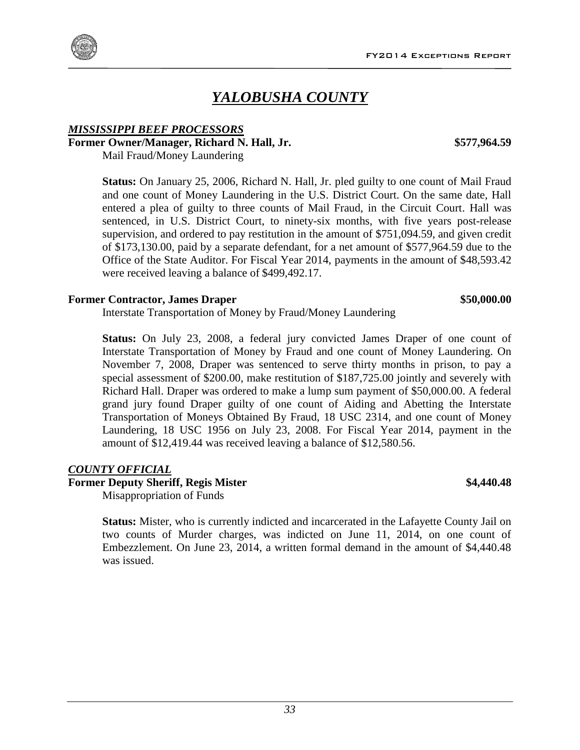# *YALOBUSHA COUNTY*

## *MISSISSIPPI BEEF PROCESSORS*

**Former Owner/Manager, Richard N. Hall, Jr. $577,964.59**

Mail Fraud/Money Laundering

**Status:** On January 25, 2006, Richard N. Hall, Jr. pled guilty to one count of Mail Fraud and one count of Money Laundering in the U.S. District Court. On the same date, Hall entered a plea of guilty to three counts of Mail Fraud, in the Circuit Court. Hall was sentenced, in U.S. District Court, to ninety-six months, with five years post-release supervision, and ordered to pay restitution in the amount of $751,094.59, and given credit of $173,130.00, paid by a separate defendant, for a net amount of $577,964.59 due to the Office of the State Auditor. For Fiscal Year 2014, payments in the amount of $48,593.42 were received leaving a balance of $499,492.17.

**Former Contractor, James Draper $50,000.00**

Interstate Transportation of Money by Fraud/Money Laundering

**Status:** On July 23, 2008, a federal jury convicted James Draper of one count of Interstate Transportation of Money by Fraud and one count of Money Laundering. On November 7, 2008, Draper was sentenced to serve thirty months in prison, to pay a special assessment of $200.00, make restitution of $187,725.00 jointly and severely with Richard Hall. Draper was ordered to make a lump sum payment of $50,000.00. A federal grand jury found Draper guilty of one count of Aiding and Abetting the Interstate Transportation of Moneys Obtained By Fraud, 18 USC 2314, and one count of Money Laundering, 18 USC 1956 on July 23, 2008. For Fiscal Year 2014, payment in the amount of $12,419.44 was received leaving a balance of $12,580.56.

## *COUNTY OFFICIAL*

**Former Deputy Sheriff, Regis Mister $4,440.48**

Misappropriation of Funds

**Status:** Mister, who is currently indicted and incarcerated in the Lafayette County Jail on two counts of Murder charges, was indicted on June 11, 2014, on one count of Embezzlement. On June 23, 2014, a written formal demand in the amount of $4,440.48 was issued.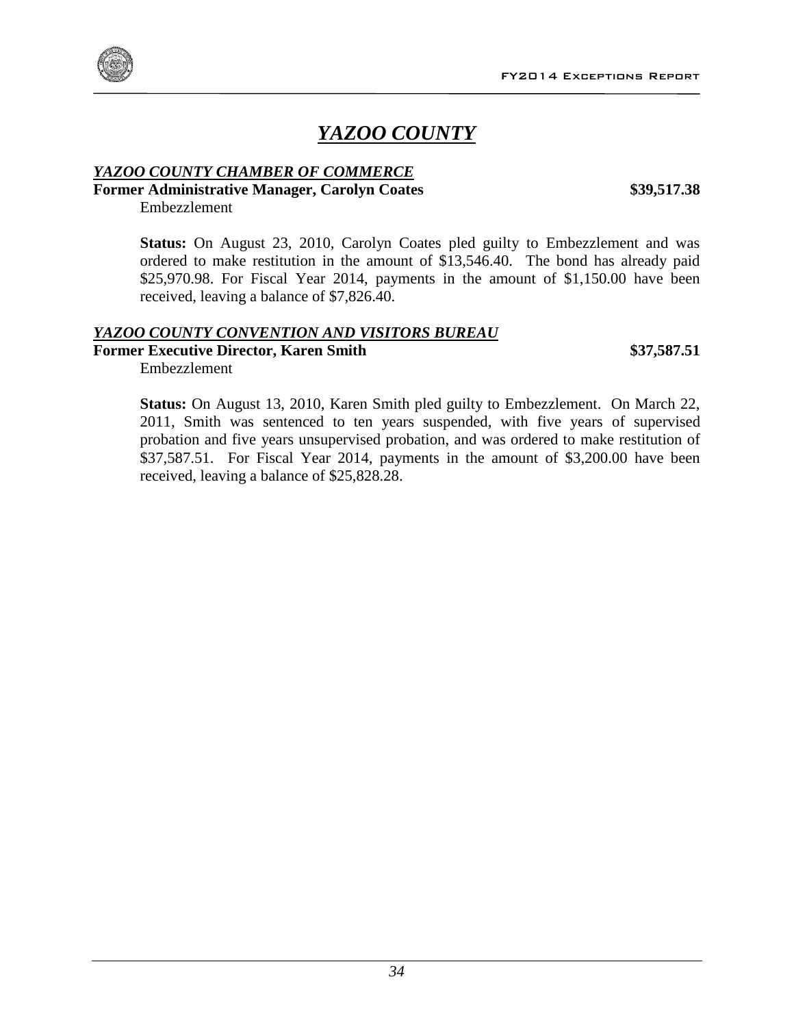# *YAZOO COUNTY*

***YAZOO COUNTY CHAMBER OF COMMERCE***

**Former Administrative Manager, Carolyn Coates** **$39,517.38**

Embezzlement

**Status:** On August 23, 2010, Carolyn Coates pled guilty to Embezzlement and was ordered to make restitution in the amount of $13,546.40. The bond has already paid $25,970.98. For Fiscal Year 2014, payments in the amount of $1,150.00 have been received, leaving a balance of $7,826.40.

***YAZOO COUNTY CONVENTION AND VISITORS BUREAU***

**Former Executive Director, Karen Smith** **$37,587.51**

Embezzlement

**Status:** On August 13, 2010, Karen Smith pled guilty to Embezzlement. On March 22, 2011, Smith was sentenced to ten years suspended, with five years of supervised probation and five years unsupervised probation, and was ordered to make restitution of $37,587.51. For Fiscal Year 2014, payments in the amount of $3,200.00 have been received, leaving a balance of $25,828.28.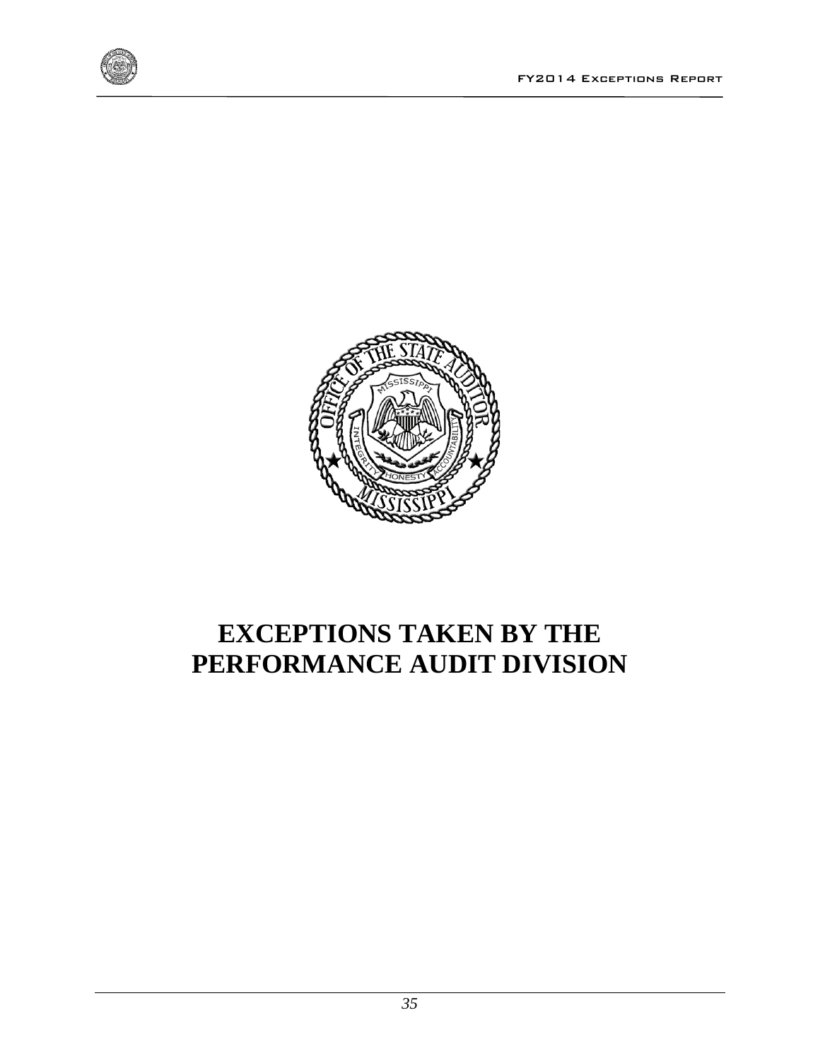# EXCEPTIONS TAKEN BY THE PERFORMANCE AUDIT DIVISION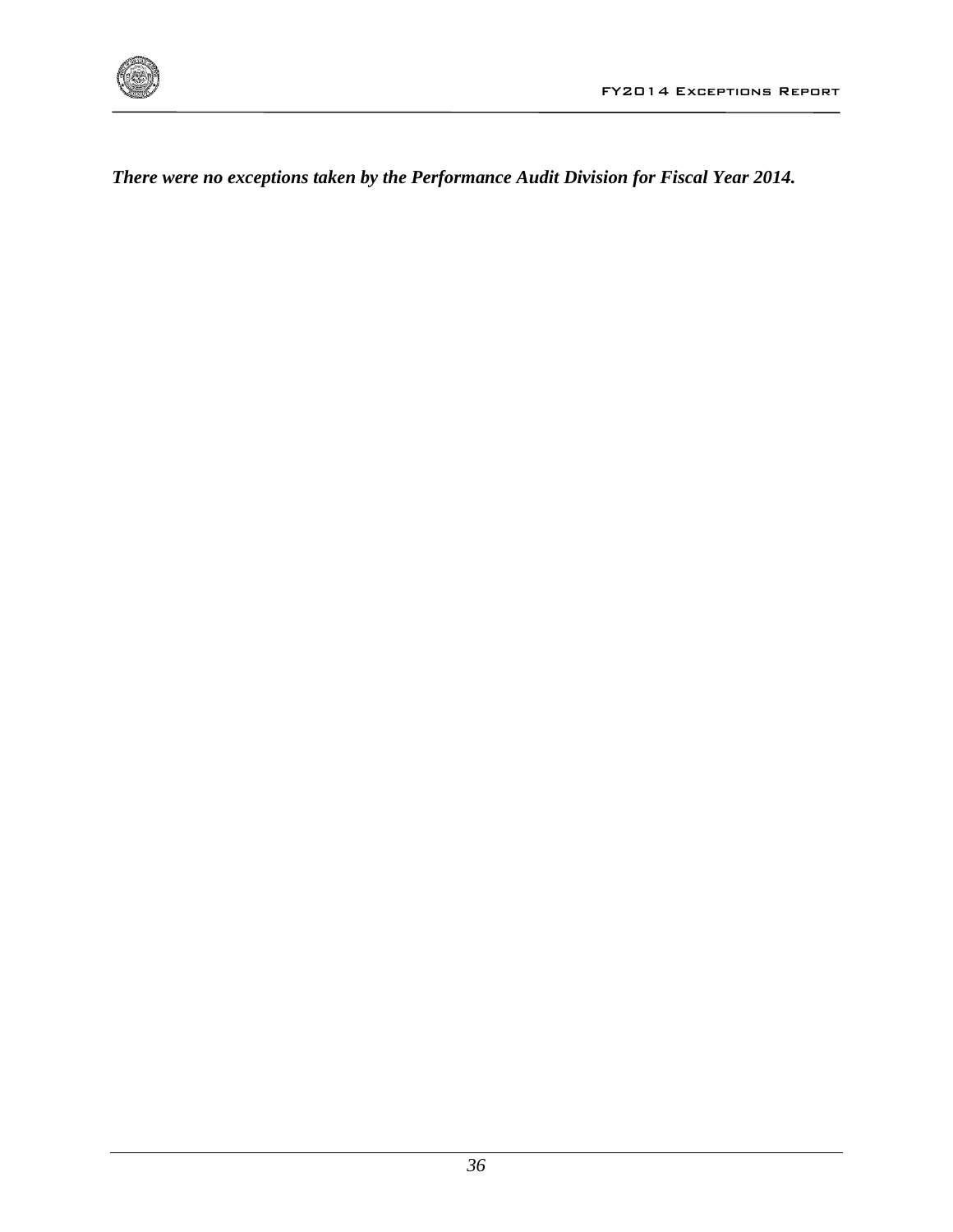***There were no exceptions taken by the Performance Audit Division for Fiscal Year 2014.***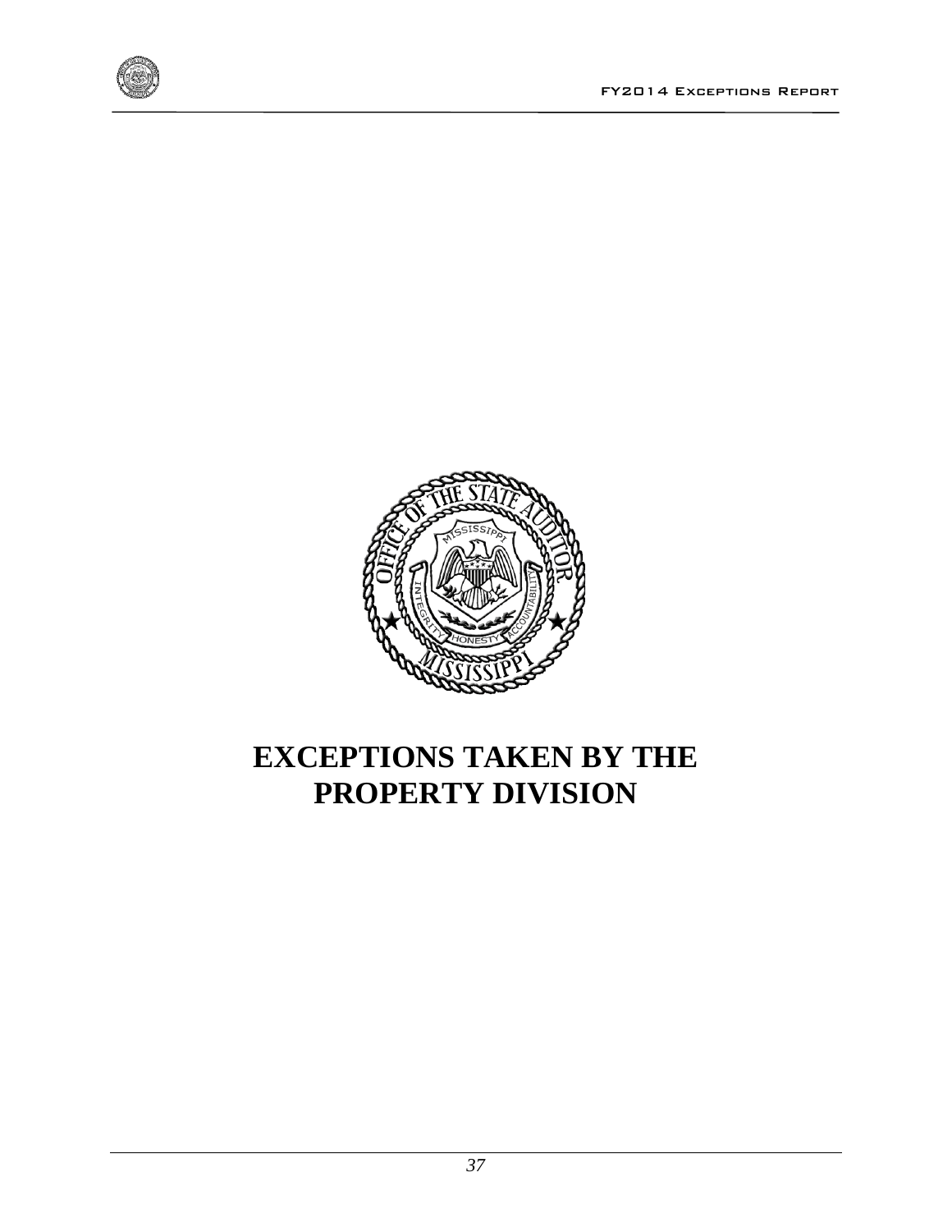# EXCEPTIONS TAKEN BY THE PROPERTY DIVISION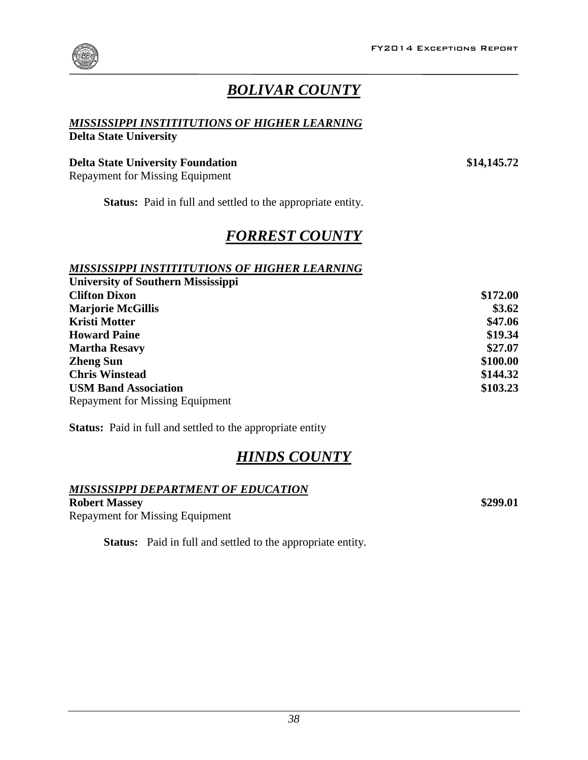# ***BOLIVAR COUNTY***

***MISSISSIPPI INSTITITUTIONS OF HIGHER LEARNING***
**Delta State University**

**Delta State University Foundation** **$14,145.72**
Repayment for Missing Equipment

**Status:** Paid in full and settled to the appropriate entity.

# ***FORREST COUNTY***

***MISSISSIPPI INSTITITUTIONS OF HIGHER LEARNING***
**University of Southern Mississippi**

| | |
|---|---|
| **Clifton Dixon** | **$172.00** |
| **Marjorie McGillis** | **$3.62** |
| **Kristi Motter** | **$47.06** |
| **Howard Paine** | **$19.34** |
| **Martha Resavy** | **$27.07** |
| **Zheng Sun** | **$100.00** |
| **Chris Winstead** | **$144.32** |
| **USM Band Association** | **$103.23** |

Repayment for Missing Equipment

**Status:** Paid in full and settled to the appropriate entity

# ***HINDS COUNTY***

***MISSISSIPPI DEPARTMENT OF EDUCATION***
**Robert Massey** **$299.01**
Repayment for Missing Equipment

**Status:** Paid in full and settled to the appropriate entity.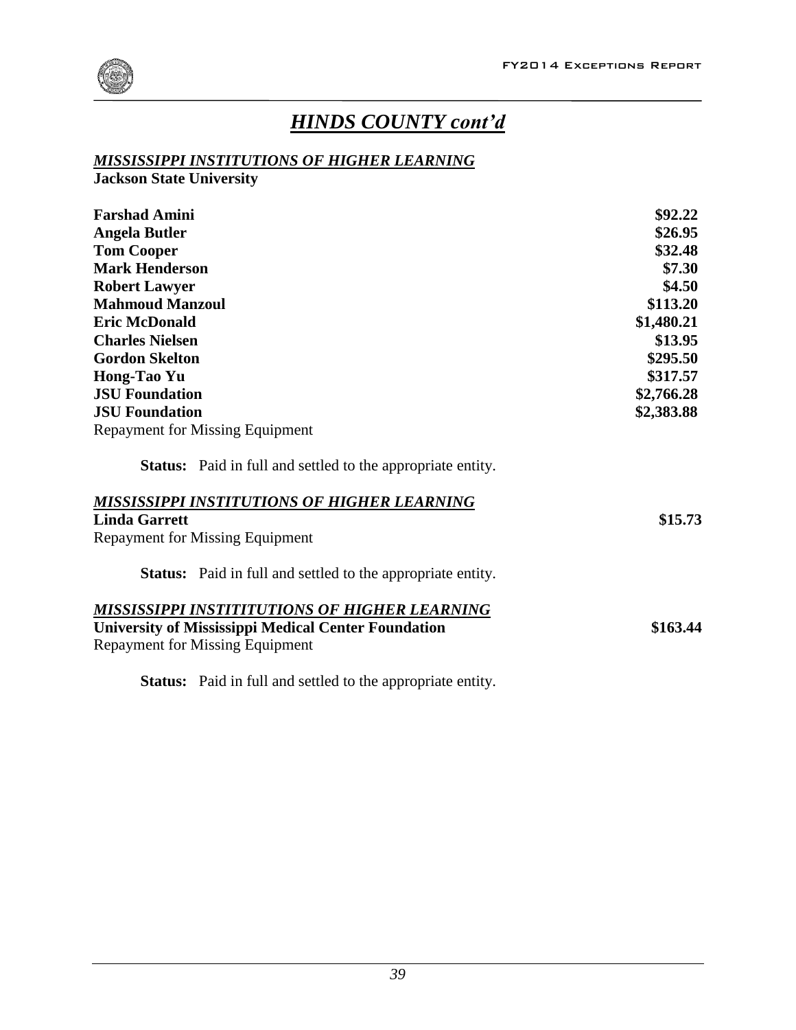## *HINDS COUNTY cont'd*

***MISSISSIPPI INSTITUTIONS OF HIGHER LEARNING***
**Jackson State University**

| | |
|---|---|
| **Farshad Amini** | **$92.22** |
| **Angela Butler** | **$26.95** |
| **Tom Cooper** | **$32.48** |
| **Mark Henderson** | **$7.30** |
| **Robert Lawyer** | **$4.50** |
| **Mahmoud Manzoul** | **$113.20** |
| **Eric McDonald** | **$1,480.21** |
| **Charles Nielsen** | **$13.95** |
| **Gordon Skelton** | **$295.50** |
| **Hong-Tao Yu** | **$317.57** |
| **JSU Foundation** | **$2,766.28** |
| **JSU Foundation** | **$2,383.88** |

Repayment for Missing Equipment

**Status:** Paid in full and settled to the appropriate entity.

***MISSISSIPPI INSTITUTIONS OF HIGHER LEARNING***
**Linda Garrett** **$15.73**
Repayment for Missing Equipment

**Status:** Paid in full and settled to the appropriate entity.

***MISSISSIPPI INSTITITUTIONS OF HIGHER LEARNING***
**University of Mississippi Medical Center Foundation** **$163.44**
Repayment for Missing Equipment

**Status:** Paid in full and settled to the appropriate entity.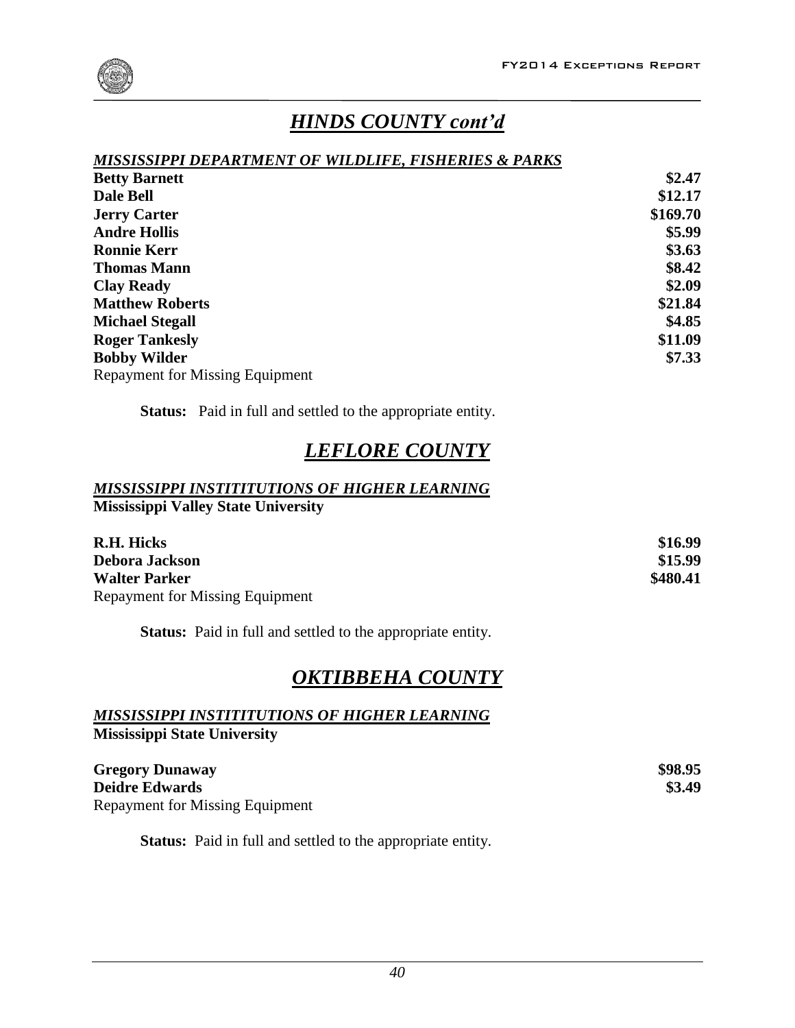## *HINDS COUNTY cont'd*

***MISSISSIPPI DEPARTMENT OF WILDLIFE, FISHERIES & PARKS***

| | |
|---|---|
| **Betty Barnett** | **$2.47** |
| **Dale Bell** | **$12.17** |
| **Jerry Carter** | **$169.70** |
| **Andre Hollis** | **$5.99** |
| **Ronnie Kerr** | **$3.63** |
| **Thomas Mann** | **$8.42** |
| **Clay Ready** | **$2.09** |
| **Matthew Roberts** | **$21.84** |
| **Michael Stegall** | **$4.85** |
| **Roger Tankesly** | **$11.09** |
| **Bobby Wilder** | **$7.33** |

Repayment for Missing Equipment

**Status:** Paid in full and settled to the appropriate entity.

## *LEFLORE COUNTY*

***MISSISSIPPI INSTITITUTIONS OF HIGHER LEARNING***
**Mississippi Valley State University**

| | |
|---|---|
| **R.H. Hicks** | **$16.99** |
| **Debora Jackson** | **$15.99** |
| **Walter Parker** | **$480.41** |

Repayment for Missing Equipment

**Status:** Paid in full and settled to the appropriate entity.

## *OKTIBBEHA COUNTY*

***MISSISSIPPI INSTITITUTIONS OF HIGHER LEARNING***
**Mississippi State University**

| | |
|---|---|
| **Gregory Dunaway** | **$98.95** |
| **Deidre Edwards** | **$3.49** |

Repayment for Missing Equipment

**Status:** Paid in full and settled to the appropriate entity.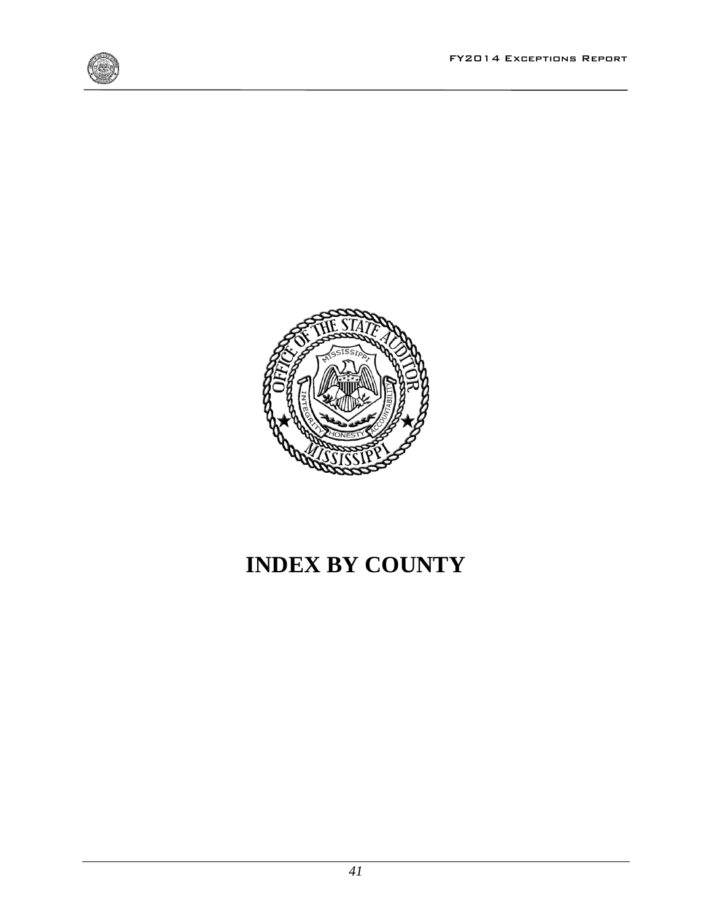# INDEX BY COUNTY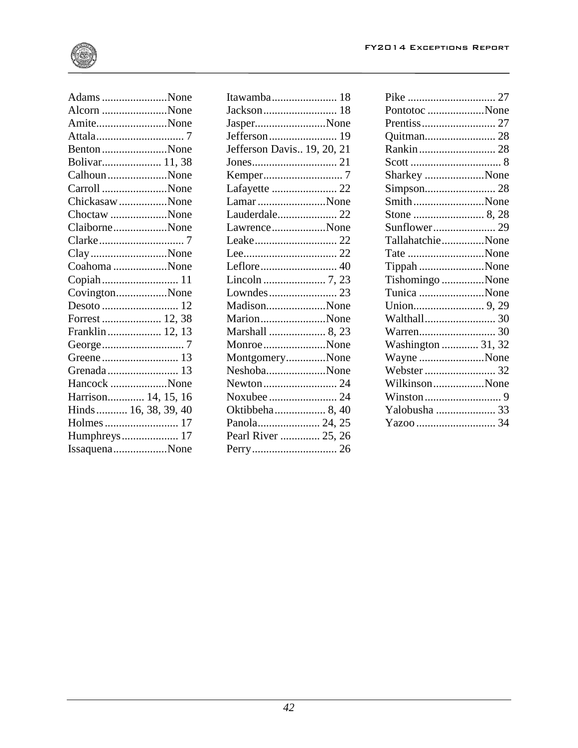Adams .......................None
Alcorn .......................None
Amite.........................None
Attala............................... 7
Benton.......................None
Bolivar..................... 11, 38
Calhoun.....................None
Carroll .......................None
Chickasaw.................None
Choctaw ....................None
Claiborne...................None
Clarke.............................. 7
Clay...........................None
Coahoma ...................None
Copiah........................... 11
Covington..................None
Desoto ........................... 12
Forrest ..................... 12, 38
Franklin................... 12, 13
George............................. 7
Greene ........................... 13
Grenada......................... 13
Hancock ....................None
Harrison............. 14, 15, 16
Hinds........... 16, 38, 39, 40
Holmes .......................... 17
Humphreys.................... 17
Issaquena...................None
Itawamba....................... 18
Jackson.......................... 18
Jasper.........................None
Jefferson........................ 19
Jefferson Davis.. 19, 20, 21
Jones.............................. 21
Kemper............................ 7
Lafayette ....................... 22
Lamar ........................None
Lauderdale..................... 22
Lawrence...................None
Leake............................. 22
Lee................................. 22
Leflore........................... 40
Lincoln ...................... 7, 23
Lowndes........................ 23
Madison.....................None
Marion.......................None
Marshall .................... 8, 23
Monroe......................None
Montgomery..............None
Neshoba.....................None
Newton.......................... 24
Noxubee ........................ 24
Oktibbeha.................. 8, 40
Panola...................... 24, 25
Pearl River .............. 25, 26
Perry.............................. 26
Pike ............................... 27
Pontotoc ....................None
Prentiss.......................... 27
Quitman......................... 28
Rankin........................... 28
Scott ................................ 8
Sharkey .....................None
Simpson......................... 28
Smith.........................None
Stone ......................... 8, 28
Sunflower...................... 29
Tallahatchie...............None
Tate ...........................None
Tippah .......................None
Tishomingo ...............None
Tunica .......................None
Union......................... 9, 29
Walthall......................... 30
Warren........................... 30
Washington ............. 31, 32
Wayne .......................None
Webster ......................... 32
Wilkinson..................None
Winston............................ 9
Yalobusha ..................... 33
Yazoo ............................ 34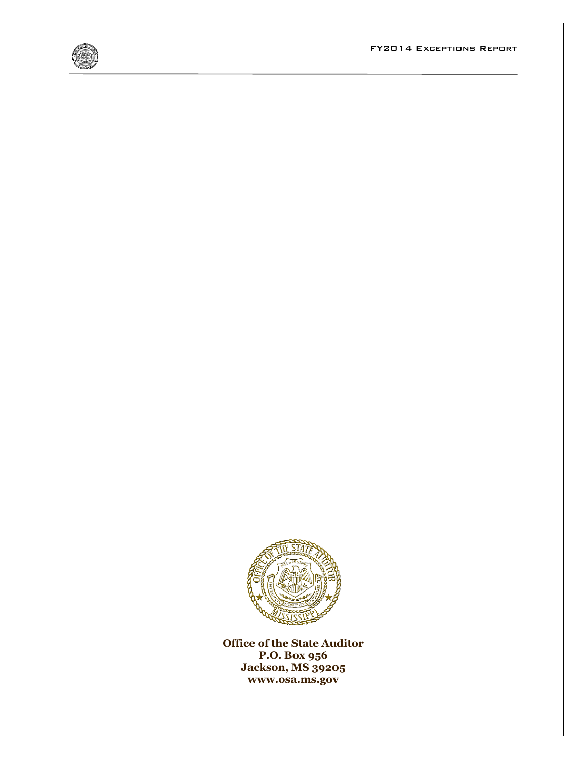**Office of the State Auditor**
**P.O. Box 956**
**Jackson, MS 39205**
**www.osa.ms.gov**